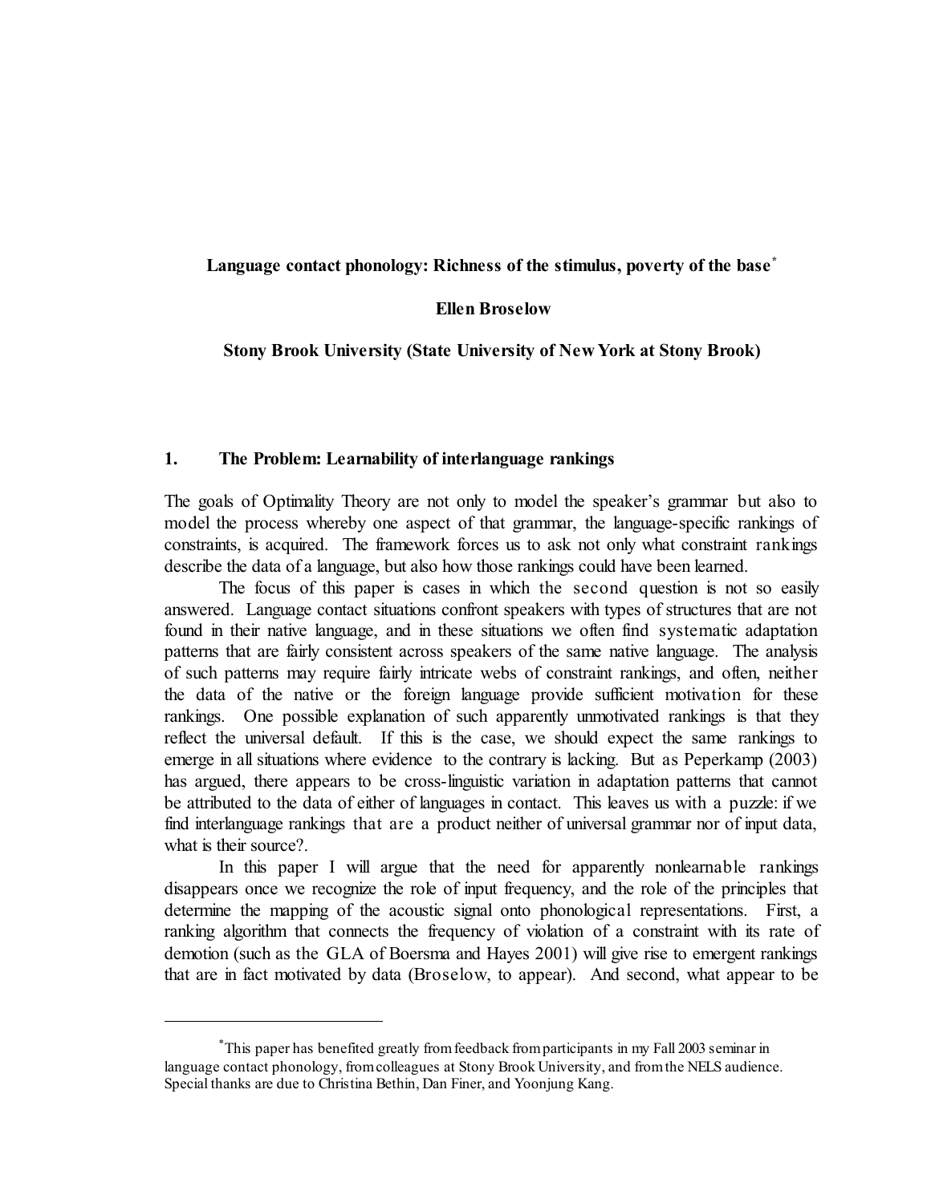**Language contact phonology: Richness of the stimulus, poverty of the base**[*]

**Ellen Broselow**

**Stony Brook University (State University of New York at Stony Brook)**

## 1. The Problem: Learnability of interlanguage rankings

The goals of Optimality Theory are not only to model the speaker's grammar but also to model the process whereby one aspect of that grammar, the language-specific rankings of constraints, is acquired. The framework forces us to ask not only what constraint rankings describe the data of a language, but also how those rankings could have been learned.

The focus of this paper is cases in which the second question is not so easily answered. Language contact situations confront speakers with types of structures that are not found in their native language, and in these situations we often find systematic adaptation patterns that are fairly consistent across speakers of the same native language. The analysis of such patterns may require fairly intricate webs of constraint rankings, and often, neither the data of the native or the foreign language provide sufficient motivation for these rankings. One possible explanation of such apparently unmotivated rankings is that they reflect the universal default. If this is the case, we should expect the same rankings to emerge in all situations where evidence to the contrary is lacking. But as Peperkamp (2003) has argued, there appears to be cross-linguistic variation in adaptation patterns that cannot be attributed to the data of either of languages in contact. This leaves us with a puzzle: if we find interlanguage rankings that are a product neither of universal grammar nor of input data, what is their source?.

In this paper I will argue that the need for apparently nonlearnable rankings disappears once we recognize the role of input frequency, and the role of the principles that determine the mapping of the acoustic signal onto phonological representations. First, a ranking algorithm that connects the frequency of violation of a constraint with its rate of demotion (such as the GLA of Boersma and Hayes 2001) will give rise to emergent rankings that are in fact motivated by data (Broselow, to appear). And second, what appear to be

---

[*] This paper has benefited greatly from feedback from participants in my Fall 2003 seminar in language contact phonology, from colleagues at Stony Brook University, and from the NELS audience. Special thanks are due to Christina Bethin, Dan Finer, and Yoonjung Kang.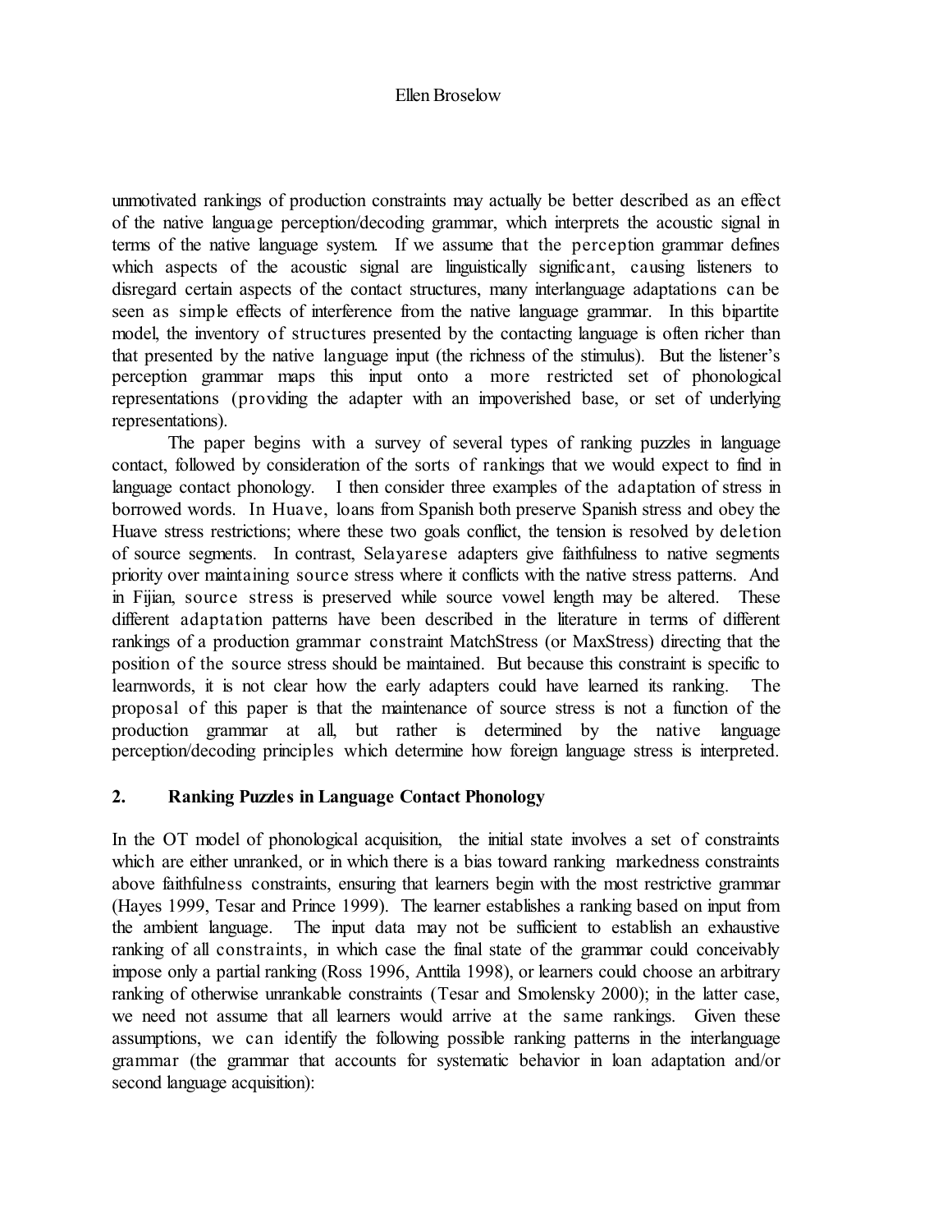unmotivated rankings of production constraints may actually be better described as an effect of the native language perception/decoding grammar, which interprets the acoustic signal in terms of the native language system. If we assume that the perception grammar defines which aspects of the acoustic signal are linguistically significant, causing listeners to disregard certain aspects of the contact structures, many interlanguage adaptations can be seen as simple effects of interference from the native language grammar. In this bipartite model, the inventory of structures presented by the contacting language is often richer than that presented by the native language input (the richness of the stimulus). But the listener's perception grammar maps this input onto a more restricted set of phonological representations (providing the adapter with an impoverished base, or set of underlying representations).

The paper begins with a survey of several types of ranking puzzles in language contact, followed by consideration of the sorts of rankings that we would expect to find in language contact phonology. I then consider three examples of the adaptation of stress in borrowed words. In Huave, loans from Spanish both preserve Spanish stress and obey the Huave stress restrictions; where these two goals conflict, the tension is resolved by deletion of source segments. In contrast, Selayarese adapters give faithfulness to native segments priority over maintaining source stress where it conflicts with the native stress patterns. And in Fijian, source stress is preserved while source vowel length may be altered. These different adaptation patterns have been described in the literature in terms of different rankings of a production grammar constraint MatchStress (or MaxStress) directing that the position of the source stress should be maintained. But because this constraint is specific to learnwords, it is not clear how the early adapters could have learned its ranking. The proposal of this paper is that the maintenance of source stress is not a function of the production grammar at all, but rather is determined by the native language perception/decoding principles which determine how foreign language stress is interpreted.

## 2. Ranking Puzzles in Language Contact Phonology

In the OT model of phonological acquisition, the initial state involves a set of constraints which are either unranked, or in which there is a bias toward ranking markedness constraints above faithfulness constraints, ensuring that learners begin with the most restrictive grammar (Hayes 1999, Tesar and Prince 1999). The learner establishes a ranking based on input from the ambient language. The input data may not be sufficient to establish an exhaustive ranking of all constraints, in which case the final state of the grammar could conceivably impose only a partial ranking (Ross 1996, Anttila 1998), or learners could choose an arbitrary ranking of otherwise unrankable constraints (Tesar and Smolensky 2000); in the latter case, we need not assume that all learners would arrive at the same rankings. Given these assumptions, we can identify the following possible ranking patterns in the interlanguage grammar (the grammar that accounts for systematic behavior in loan adaptation and/or second language acquisition):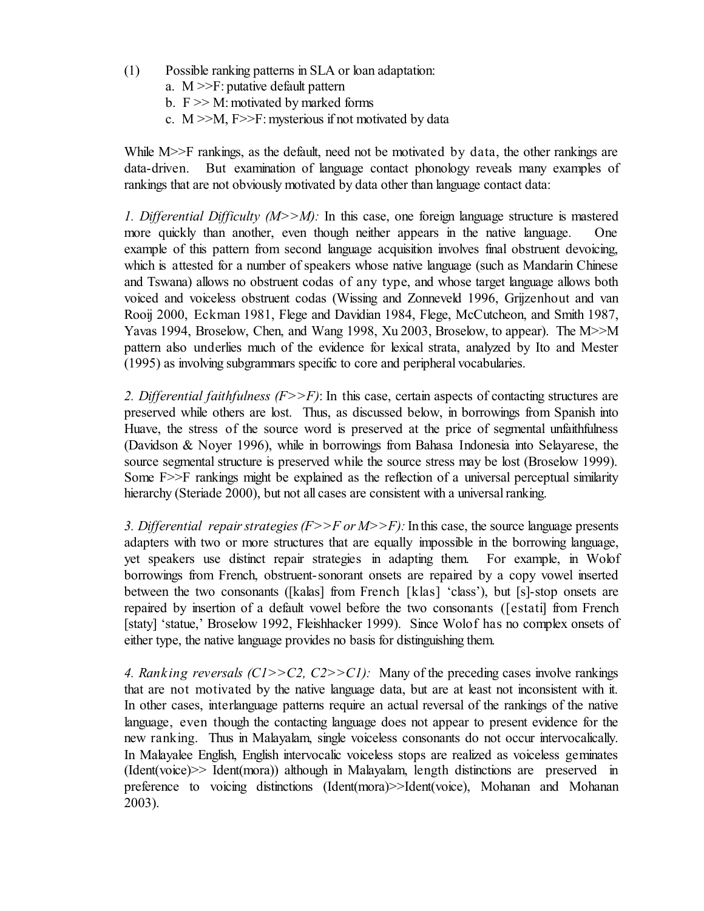(1) Possible ranking patterns in SLA or loan adaptation:

a. M >>F: putative default pattern

b. F >> M: motivated by marked forms

c. M >>M, F>>F: mysterious if not motivated by data

While M>>F rankings, as the default, need not be motivated by data, the other rankings are data-driven. But examination of language contact phonology reveals many examples of rankings that are not obviously motivated by data other than language contact data:

*1. Differential Difficulty (M>>M):* In this case, one foreign language structure is mastered more quickly than another, even though neither appears in the native language. One example of this pattern from second language acquisition involves final obstruent devoicing, which is attested for a number of speakers whose native language (such as Mandarin Chinese and Tswana) allows no obstruent codas of any type, and whose target language allows both voiced and voiceless obstruent codas (Wissing and Zonneveld 1996, Grijzenhout and van Rooij 2000, Eckman 1981, Flege and Davidian 1984, Flege, McCutcheon, and Smith 1987, Yavas 1994, Broselow, Chen, and Wang 1998, Xu 2003, Broselow, to appear). The M>>M pattern also underlies much of the evidence for lexical strata, analyzed by Ito and Mester (1995) as involving subgrammars specific to core and peripheral vocabularies.

*2. Differential faithfulness (F>>F)*: In this case, certain aspects of contacting structures are preserved while others are lost. Thus, as discussed below, in borrowings from Spanish into Huave, the stress of the source word is preserved at the price of segmental unfaithfulness (Davidson & Noyer 1996), while in borrowings from Bahasa Indonesia into Selayarese, the source segmental structure is preserved while the source stress may be lost (Broselow 1999). Some F>>F rankings might be explained as the reflection of a universal perceptual similarity hierarchy (Steriade 2000), but not all cases are consistent with a universal ranking.

*3. Differential repair strategies (F>>F or M>>F):* In this case, the source language presents adapters with two or more structures that are equally impossible in the borrowing language, yet speakers use distinct repair strategies in adapting them. For example, in Wolof borrowings from French, obstruent-sonorant onsets are repaired by a copy vowel inserted between the two consonants ([kalas] from French [klas] 'class'), but [s]-stop onsets are repaired by insertion of a default vowel before the two consonants ([estati] from French [staty] 'statue,' Broselow 1992, Fleishhacker 1999). Since Wolof has no complex onsets of either type, the native language provides no basis for distinguishing them.

*4. Ranking reversals (C1>>C2, C2>>C1):* Many of the preceding cases involve rankings that are not motivated by the native language data, but are at least not inconsistent with it. In other cases, interlanguage patterns require an actual reversal of the rankings of the native language, even though the contacting language does not appear to present evidence for the new ranking. Thus in Malayalam, single voiceless consonants do not occur intervocalically. In Malayalee English, English intervocalic voiceless stops are realized as voiceless geminates (Ident(voice)>> Ident(mora)) although in Malayalam, length distinctions are preserved in preference to voicing distinctions (Ident(mora)>>Ident(voice), Mohanan and Mohanan 2003).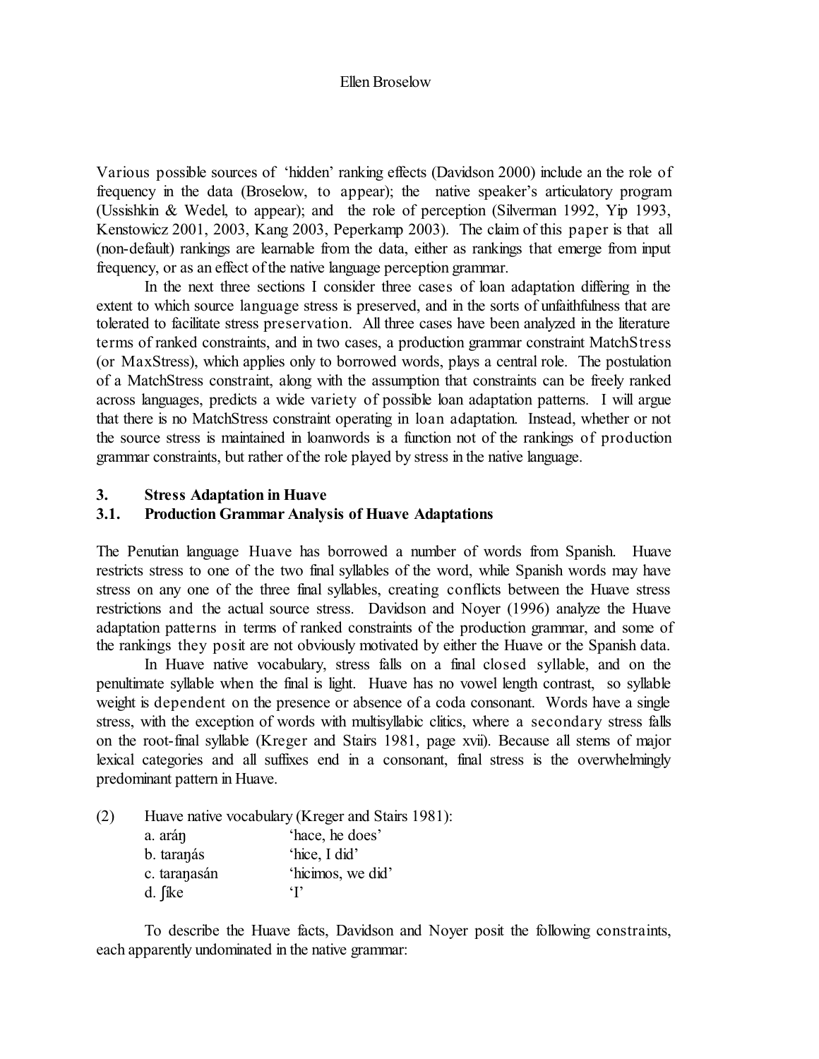Various possible sources of 'hidden' ranking effects (Davidson 2000) include an the role of frequency in the data (Broselow, to appear); the native speaker's articulatory program (Ussishkin & Wedel, to appear); and the role of perception (Silverman 1992, Yip 1993, Kenstowicz 2001, 2003, Kang 2003, Peperkamp 2003). The claim of this paper is that all (non-default) rankings are learnable from the data, either as rankings that emerge from input frequency, or as an effect of the native language perception grammar.

In the next three sections I consider three cases of loan adaptation differing in the extent to which source language stress is preserved, and in the sorts of unfaithfulness that are tolerated to facilitate stress preservation. All three cases have been analyzed in the literature terms of ranked constraints, and in two cases, a production grammar constraint MatchStress (or MaxStress), which applies only to borrowed words, plays a central role. The postulation of a MatchStress constraint, along with the assumption that constraints can be freely ranked across languages, predicts a wide variety of possible loan adaptation patterns. I will argue that there is no MatchStress constraint operating in loan adaptation. Instead, whether or not the source stress is maintained in loanwords is a function not of the rankings of production grammar constraints, but rather of the role played by stress in the native language.

## 3. Stress Adaptation in Huave

### 3.1. Production Grammar Analysis of Huave Adaptations

The Penutian language Huave has borrowed a number of words from Spanish. Huave restricts stress to one of the two final syllables of the word, while Spanish words may have stress on any one of the three final syllables, creating conflicts between the Huave stress restrictions and the actual source stress. Davidson and Noyer (1996) analyze the Huave adaptation patterns in terms of ranked constraints of the production grammar, and some of the rankings they posit are not obviously motivated by either the Huave or the Spanish data.

In Huave native vocabulary, stress falls on a final closed syllable, and on the penultimate syllable when the final is light. Huave has no vowel length contrast, so syllable weight is dependent on the presence or absence of a coda consonant. Words have a single stress, with the exception of words with multisyllabic clitics, where a secondary stress falls on the root-final syllable (Kreger and Stairs 1981, page xvii). Because all stems of major lexical categories and all suffixes end in a consonant, final stress is the overwhelmingly predominant pattern in Huave.

(2) Huave native vocabulary (Kreger and Stairs 1981):

a. aráŋ 'hace, he does'
b. taraŋás 'hice, I did'
c. taraŋasán 'hicimos, we did'
d. ʃíke 'I'

To describe the Huave facts, Davidson and Noyer posit the following constraints, each apparently undominated in the native grammar: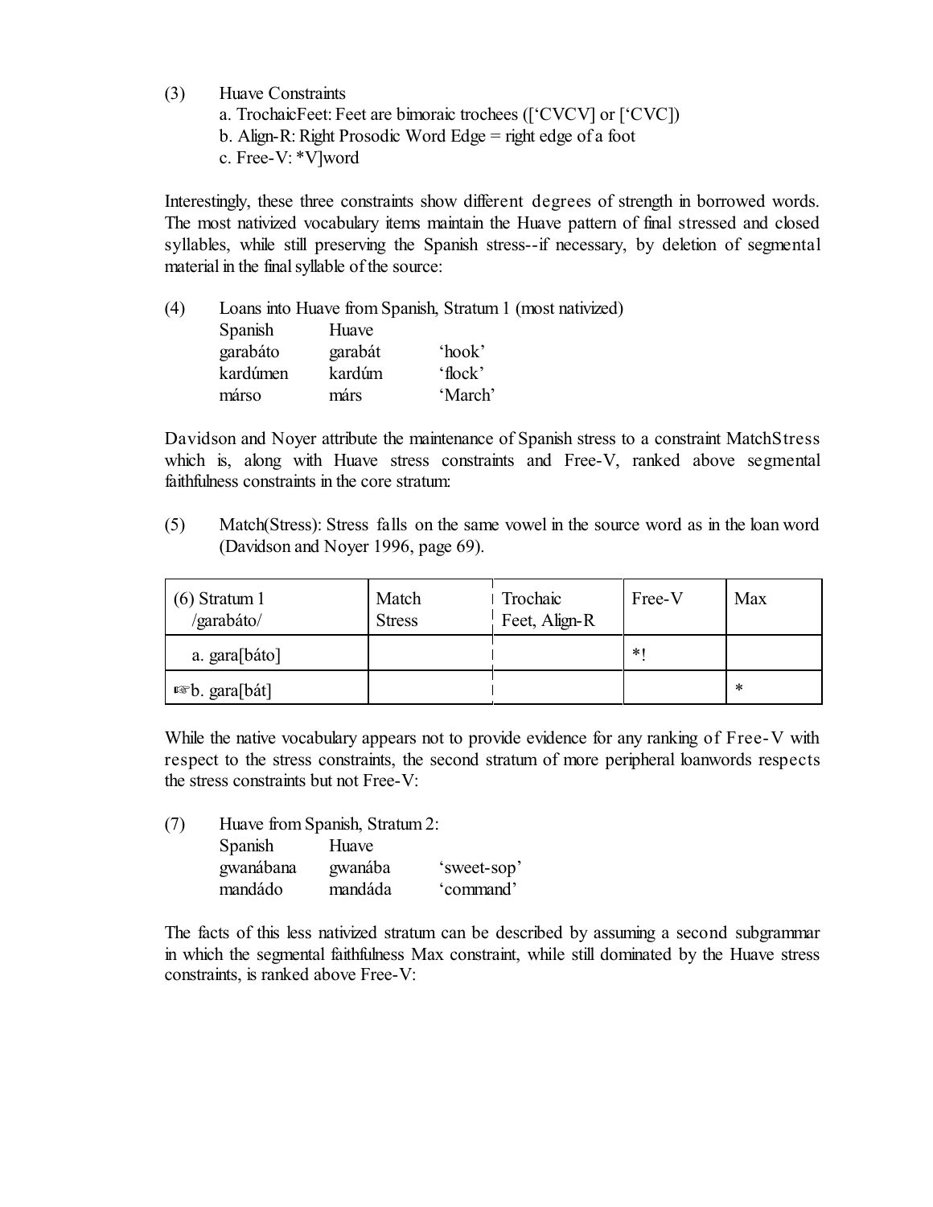(3) Huave Constraints

a. TrochaicFeet: Feet are bimoraic trochees ([‘CVCV] or [‘CVC])
b. Align-R: Right Prosodic Word Edge = right edge of a foot
c. Free-V: *V]word

Interestingly, these three constraints show different degrees of strength in borrowed words. The most nativized vocabulary items maintain the Huave pattern of final stressed and closed syllables, while still preserving the Spanish stress--if necessary, by deletion of segmental material in the final syllable of the source:

(4) Loans into Huave from Spanish, Stratum 1 (most nativized)

| Spanish | Huave | |
|---|---|---|
| garabáto | garabát | ‘hook’ |
| kardúmen | kardúm | ‘flock’ |
| márso | márs | ‘March’ |

Davidson and Noyer attribute the maintenance of Spanish stress to a constraint MatchStress which is, along with Huave stress constraints and Free-V, ranked above segmental faithfulness constraints in the core stratum:

(5) Match(Stress): Stress falls on the same vowel in the source word as in the loan word (Davidson and Noyer 1996, page 69).

| (6) Stratum 1 /garabáto/ | Match Stress | Trochaic Feet, Align-R | Free-V | Max |
|---|---|---|---|---|
| a. gara[báto] | | | *! | |
| ☞b. gara[bát] | | | | * |

While the native vocabulary appears not to provide evidence for any ranking of Free-V with respect to the stress constraints, the second stratum of more peripheral loanwords respects the stress constraints but not Free-V:

(7) Huave from Spanish, Stratum 2:

| Spanish | Huave | |
|---|---|---|
| gwanábana | gwanába | ‘sweet-sop’ |
| mandádo | mandáda | ‘command’ |

The facts of this less nativized stratum can be described by assuming a second subgrammar in which the segmental faithfulness Max constraint, while still dominated by the Huave stress constraints, is ranked above Free-V: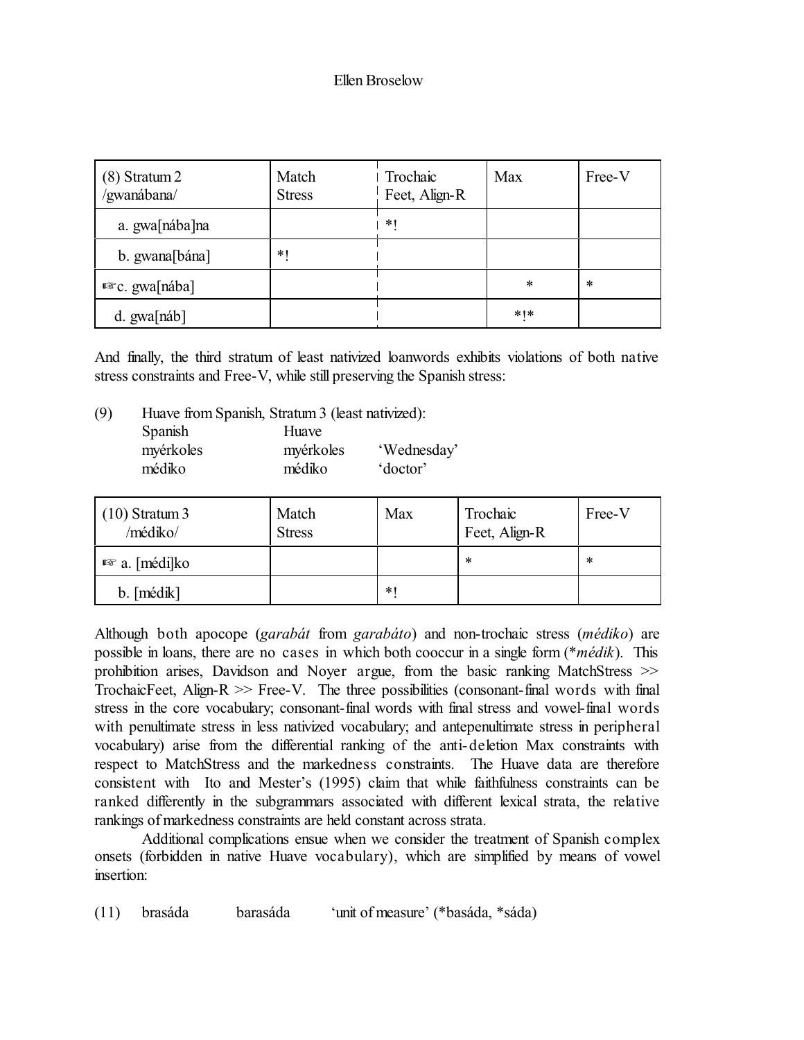| (8) Stratum 2 /gwanábana/ | Match Stress | Trochaic Feet, Align-R | Max | Free-V |
|---|---|---|---|---|
| a. gwa[nába]na | | *! | | |
| b. gwana[bána] | *! | | | |
| ☞c. gwa[nába] | | | * | * |
| d. gwa[náb] | | | *!* | |

And finally, the third stratum of least nativized loanwords exhibits violations of both native stress constraints and Free-V, while still preserving the Spanish stress:

(9) Huave from Spanish, Stratum 3 (least nativized):

| Spanish | Huave | |
|---|---|---|
| myérkoles | myérkoles | 'Wednesday' |
| médiko | médiko | 'doctor' |

| (10) Stratum 3 /médiko/ | Match Stress | Max | Trochaic Feet, Align-R | Free-V |
|---|---|---|---|---|
| ☞ a. [médi]ko | | | * | * |
| b. [médik] | | *! | | |

Although both apocope (*garabát* from *garabáto*) and non-trochaic stress (*médiko*) are possible in loans, there are no cases in which both cooccur in a single form (*\*médik*). This prohibition arises, Davidson and Noyer argue, from the basic ranking MatchStress >> TrochaicFeet, Align-R >> Free-V. The three possibilities (consonant-final words with final stress in the core vocabulary; consonant-final words with final stress and vowel-final words with penultimate stress in less nativized vocabulary; and antepenultimate stress in peripheral vocabulary) arise from the differential ranking of the anti-deletion Max constraints with respect to MatchStress and the markedness constraints. The Huave data are therefore consistent with Ito and Mester's (1995) claim that while faithfulness constraints can be ranked differently in the subgrammars associated with different lexical strata, the relative rankings of markedness constraints are held constant across strata.

Additional complications ensue when we consider the treatment of Spanish complex onsets (forbidden in native Huave vocabulary), which are simplified by means of vowel insertion:

(11) brasáda barasáda 'unit of measure' (*basáda, *sáda)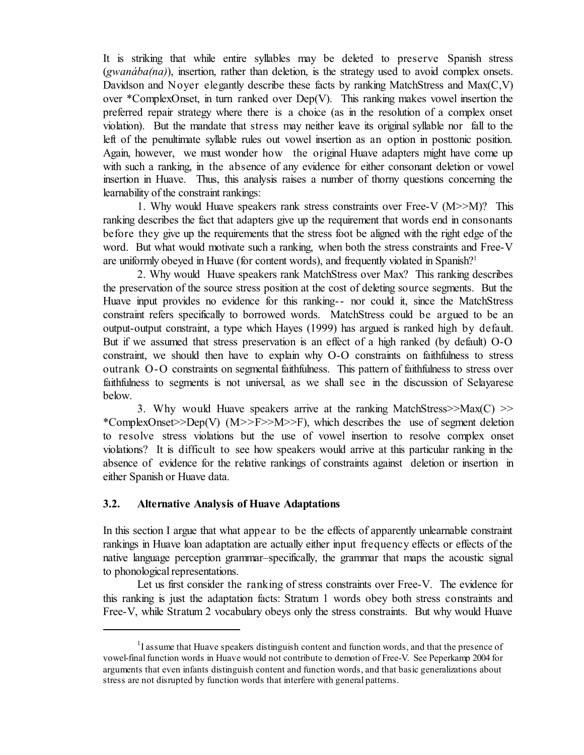It is striking that while entire syllables may be deleted to preserve Spanish stress (*gwanába(na)*), insertion, rather than deletion, is the strategy used to avoid complex onsets. Davidson and Noyer elegantly describe these facts by ranking MatchStress and Max(C,V) over *ComplexOnset, in turn ranked over Dep(V). This ranking makes vowel insertion the preferred repair strategy where there is a choice (as in the resolution of a complex onset violation). But the mandate that stress may neither leave its original syllable nor fall to the left of the penultimate syllable rules out vowel insertion as an option in posttonic position. Again, however, we must wonder how the original Huave adapters might have come up with such a ranking, in the absence of any evidence for either consonant deletion or vowel insertion in Huave. Thus, this analysis raises a number of thorny questions concerning the learnability of the constraint rankings:

1. Why would Huave speakers rank stress constraints over Free-V (M>>M)? This ranking describes the fact that adapters give up the requirement that words end in consonants before they give up the requirements that the stress foot be aligned with the right edge of the word. But what would motivate such a ranking, when both the stress constraints and Free-V are uniformly obeyed in Huave (for content words), and frequently violated in Spanish?[1]

2. Why would Huave speakers rank MatchStress over Max? This ranking describes the preservation of the source stress position at the cost of deleting source segments. But the Huave input provides no evidence for this ranking-- nor could it, since the MatchStress constraint refers specifically to borrowed words. MatchStress could be argued to be an output-output constraint, a type which Hayes (1999) has argued is ranked high by default. But if we assumed that stress preservation is an effect of a high ranked (by default) O-O constraint, we should then have to explain why O-O constraints on faithfulness to stress outrank O-O constraints on segmental faithfulness. This pattern of faithfulness to stress over faithfulness to segments is not universal, as we shall see in the discussion of Selayarese below.

3. Why would Huave speakers arrive at the ranking MatchStress>>Max(C) >> *ComplexOnset>>Dep(V) (M>>F>>M>>F), which describes the use of segment deletion to resolve stress violations but the use of vowel insertion to resolve complex onset violations? It is difficult to see how speakers would arrive at this particular ranking in the absence of evidence for the relative rankings of constraints against deletion or insertion in either Spanish or Huave data.

### 3.2. Alternative Analysis of Huave Adaptations

In this section I argue that what appear to be the effects of apparently unlearnable constraint rankings in Huave loan adaptation are actually either input frequency effects or effects of the native language perception grammar–specifically, the grammar that maps the acoustic signal to phonological representations.

Let us first consider the ranking of stress constraints over Free-V. The evidence for this ranking is just the adaptation facts: Stratum 1 words obey both stress constraints and Free-V, while Stratum 2 vocabulary obeys only the stress constraints. But why would Huave

[1] I assume that Huave speakers distinguish content and function words, and that the presence of vowel-final function words in Huave would not contribute to demotion of Free-V. See Peperkamp 2004 for arguments that even infants distinguish content and function words, and that basic generalizations about stress are not disrupted by function words that interfere with general patterns.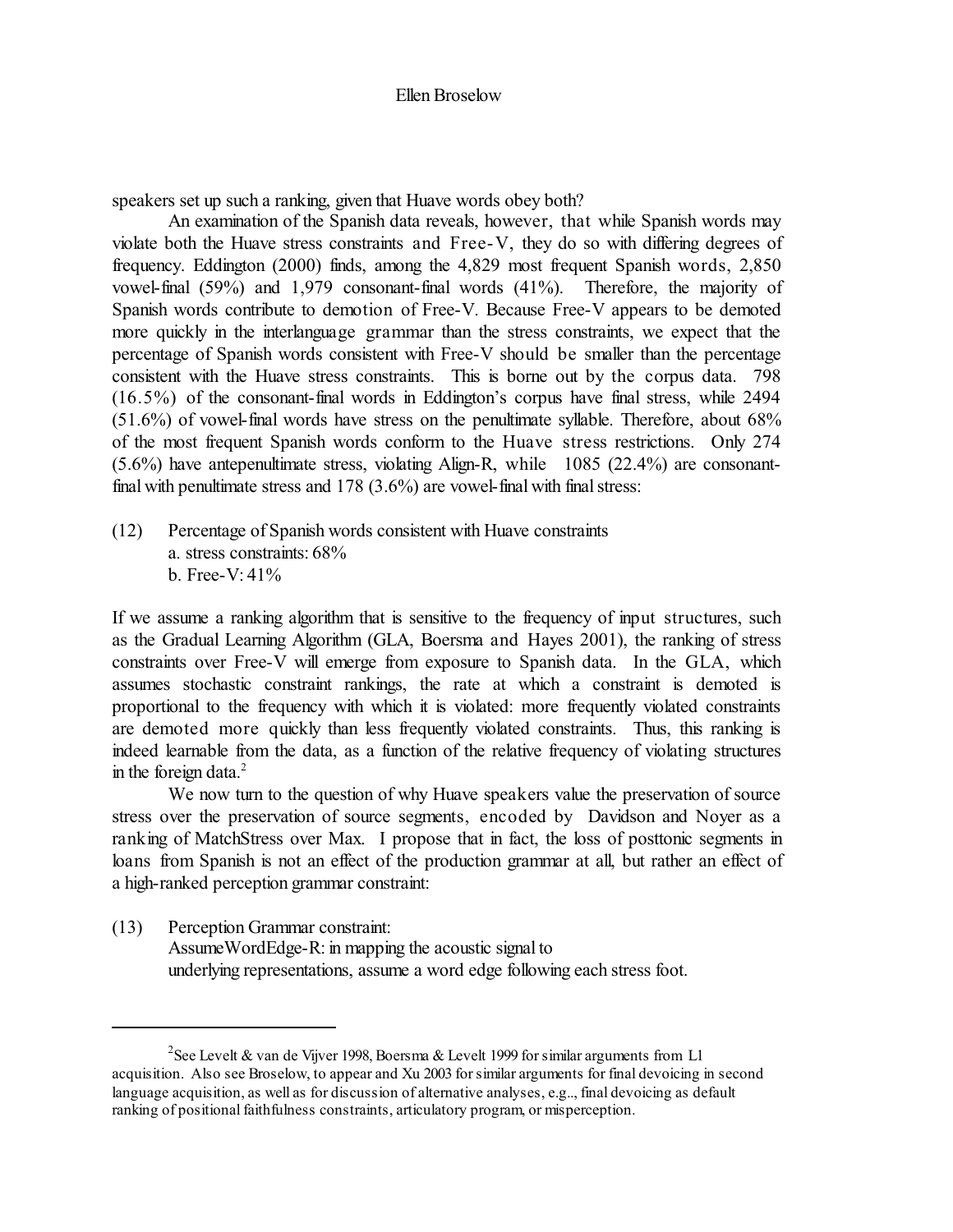speakers set up such a ranking, given that Huave words obey both?

An examination of the Spanish data reveals, however, that while Spanish words may violate both the Huave stress constraints and Free-V, they do so with differing degrees of frequency. Eddington (2000) finds, among the 4,829 most frequent Spanish words, 2,850 vowel-final (59%) and 1,979 consonant-final words (41%). Therefore, the majority of Spanish words contribute to demotion of Free-V. Because Free-V appears to be demoted more quickly in the interlanguage grammar than the stress constraints, we expect that the percentage of Spanish words consistent with Free-V should be smaller than the percentage consistent with the Huave stress constraints. This is borne out by the corpus data. 798 (16.5%) of the consonant-final words in Eddington's corpus have final stress, while 2494 (51.6%) of vowel-final words have stress on the penultimate syllable. Therefore, about 68% of the most frequent Spanish words conform to the Huave stress restrictions. Only 274 (5.6%) have antepenultimate stress, violating Align-R, while 1085 (22.4%) are consonant-final with penultimate stress and 178 (3.6%) are vowel-final with final stress:

(12) Percentage of Spanish words consistent with Huave constraints
  a. stress constraints: 68%
  b. Free-V: 41%

If we assume a ranking algorithm that is sensitive to the frequency of input structures, such as the Gradual Learning Algorithm (GLA, Boersma and Hayes 2001), the ranking of stress constraints over Free-V will emerge from exposure to Spanish data. In the GLA, which assumes stochastic constraint rankings, the rate at which a constraint is demoted is proportional to the frequency with which it is violated: more frequently violated constraints are demoted more quickly than less frequently violated constraints. Thus, this ranking is indeed learnable from the data, as a function of the relative frequency of violating structures in the foreign data.[2]

We now turn to the question of why Huave speakers value the preservation of source stress over the preservation of source segments, encoded by Davidson and Noyer as a ranking of MatchStress over Max. I propose that in fact, the loss of posttonic segments in loans from Spanish is not an effect of the production grammar at all, but rather an effect of a high-ranked perception grammar constraint:

(13) Perception Grammar constraint:
  AssumeWordEdge-R: in mapping the acoustic signal to underlying representations, assume a word edge following each stress foot.

---

[2] See Levelt & van de Vijver 1998, Boersma & Levelt 1999 for similar arguments from L1 acquisition. Also see Broselow, to appear and Xu 2003 for similar arguments for final devoicing in second language acquisition, as well as for discussion of alternative analyses, e.g.., final devoicing as default ranking of positional faithfulness constraints, articulatory program, or misperception.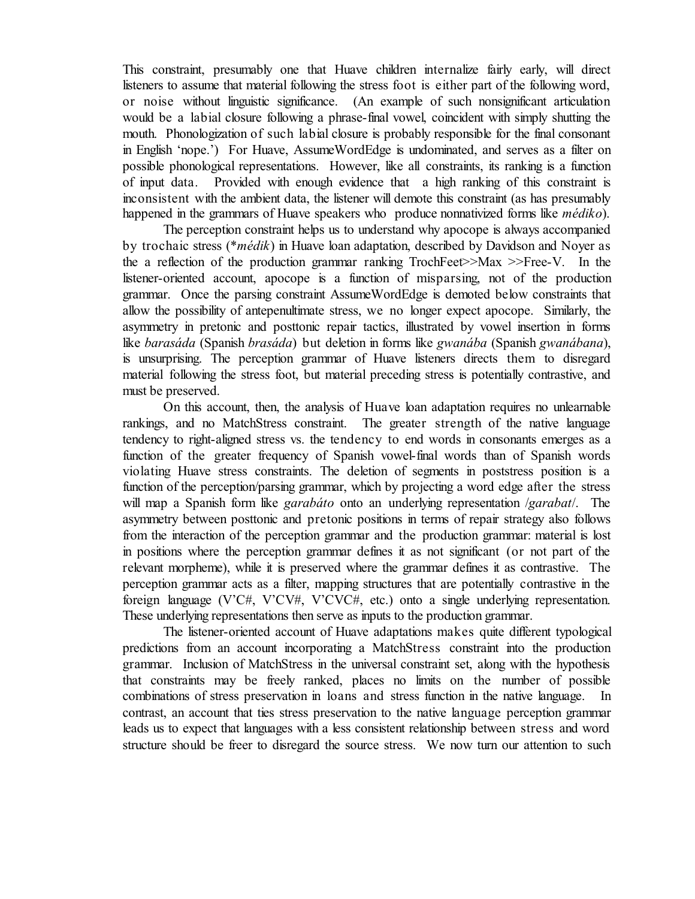This constraint, presumably one that Huave children internalize fairly early, will direct listeners to assume that material following the stress foot is either part of the following word, or noise without linguistic significance. (An example of such nonsignificant articulation would be a labial closure following a phrase-final vowel, coincident with simply shutting the mouth. Phonologization of such labial closure is probably responsible for the final consonant in English 'nope.') For Huave, AssumeWordEdge is undominated, and serves as a filter on possible phonological representations. However, like all constraints, its ranking is a function of input data. Provided with enough evidence that a high ranking of this constraint is inconsistent with the ambient data, the listener will demote this constraint (as has presumably happened in the grammars of Huave speakers who produce nonnativized forms like *médiko*).

The perception constraint helps us to understand why apocope is always accompanied by trochaic stress (\**médik*) in Huave loan adaptation, described by Davidson and Noyer as the a reflection of the production grammar ranking TrochFeet>>Max >>Free-V. In the listener-oriented account, apocope is a function of misparsing, not of the production grammar. Once the parsing constraint AssumeWordEdge is demoted below constraints that allow the possibility of antepenultimate stress, we no longer expect apocope. Similarly, the asymmetry in pretonic and posttonic repair tactics, illustrated by vowel insertion in forms like *barasáda* (Spanish *brasáda*) but deletion in forms like *gwanába* (Spanish *gwanábana*), is unsurprising. The perception grammar of Huave listeners directs them to disregard material following the stress foot, but material preceding stress is potentially contrastive, and must be preserved.

On this account, then, the analysis of Huave loan adaptation requires no unlearnable rankings, and no MatchStress constraint. The greater strength of the native language tendency to right-aligned stress vs. the tendency to end words in consonants emerges as a function of the greater frequency of Spanish vowel-final words than of Spanish words violating Huave stress constraints. The deletion of segments in poststress position is a function of the perception/parsing grammar, which by projecting a word edge after the stress will map a Spanish form like *garabáto* onto an underlying representation /*garabat*/. The asymmetry between posttonic and pretonic positions in terms of repair strategy also follows from the interaction of the perception grammar and the production grammar: material is lost in positions where the perception grammar defines it as not significant (or not part of the relevant morpheme), while it is preserved where the grammar defines it as contrastive. The perception grammar acts as a filter, mapping structures that are potentially contrastive in the foreign language (V'C#, V'CV#, V'CVC#, etc.) onto a single underlying representation. These underlying representations then serve as inputs to the production grammar.

The listener-oriented account of Huave adaptations makes quite different typological predictions from an account incorporating a MatchStress constraint into the production grammar. Inclusion of MatchStress in the universal constraint set, along with the hypothesis that constraints may be freely ranked, places no limits on the number of possible combinations of stress preservation in loans and stress function in the native language. In contrast, an account that ties stress preservation to the native language perception grammar leads us to expect that languages with a less consistent relationship between stress and word structure should be freer to disregard the source stress. We now turn our attention to such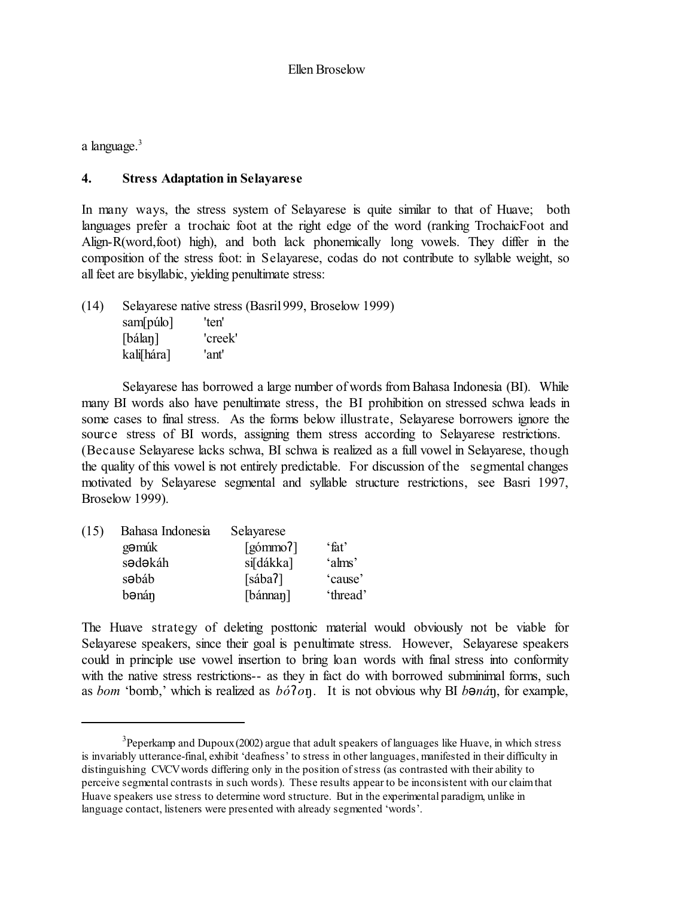a language.[3]

## 4. Stress Adaptation in Selayarese

In many ways, the stress system of Selayarese is quite similar to that of Huave; both languages prefer a trochaic foot at the right edge of the word (ranking TrochaicFoot and Align-R(word,foot) high), and both lack phonemically long vowels. They differ in the composition of the stress foot: in Selayarese, codas do not contribute to syllable weight, so all feet are bisyllabic, yielding penultimate stress:

(14) Selayarese native stress (Basri1999, Broselow 1999)

| | |
|---|---|
| sam[púlo] | 'ten' |
| [bálaŋ] | 'creek' |
| kali[hára] | 'ant' |

Selayarese has borrowed a large number of words from Bahasa Indonesia (BI). While many BI words also have penultimate stress, the BI prohibition on stressed schwa leads in some cases to final stress. As the forms below illustrate, Selayarese borrowers ignore the source stress of BI words, assigning them stress according to Selayarese restrictions. (Because Selayarese lacks schwa, BI schwa is realized as a full vowel in Selayarese, though the quality of this vowel is not entirely predictable. For discussion of the segmental changes motivated by Selayarese segmental and syllable structure restrictions, see Basri 1997, Broselow 1999).

(15)

| Bahasa Indonesia | Selayarese | |
|---|---|---|
| gəmúk | [gómmoʔ] | 'fat' |
| sədəkáh | si[dákka] | 'alms' |
| səbáb | [sábaʔ] | 'cause' |
| bənáŋ | [bánnaŋ] | 'thread' |

The Huave strategy of deleting posttonic material would obviously not be viable for Selayarese speakers, since their goal is penultimate stress. However, Selayarese speakers could in principle use vowel insertion to bring loan words with final stress into conformity with the native stress restrictions-- as they in fact do with borrowed subminimal forms, such as *bom* 'bomb,' which is realized as *bóʔoŋ*. It is not obvious why BI *bənáŋ*, for example,

[3] Peperkamp and Dupoux (2002) argue that adult speakers of languages like Huave, in which stress is invariably utterance-final, exhibit 'deafness' to stress in other languages, manifested in their difficulty in distinguishing CVCV words differing only in the position of stress (as contrasted with their ability to perceive segmental contrasts in such words). These results appear to be inconsistent with our claim that Huave speakers use stress to determine word structure. But in the experimental paradigm, unlike in language contact, listeners were presented with already segmented 'words'.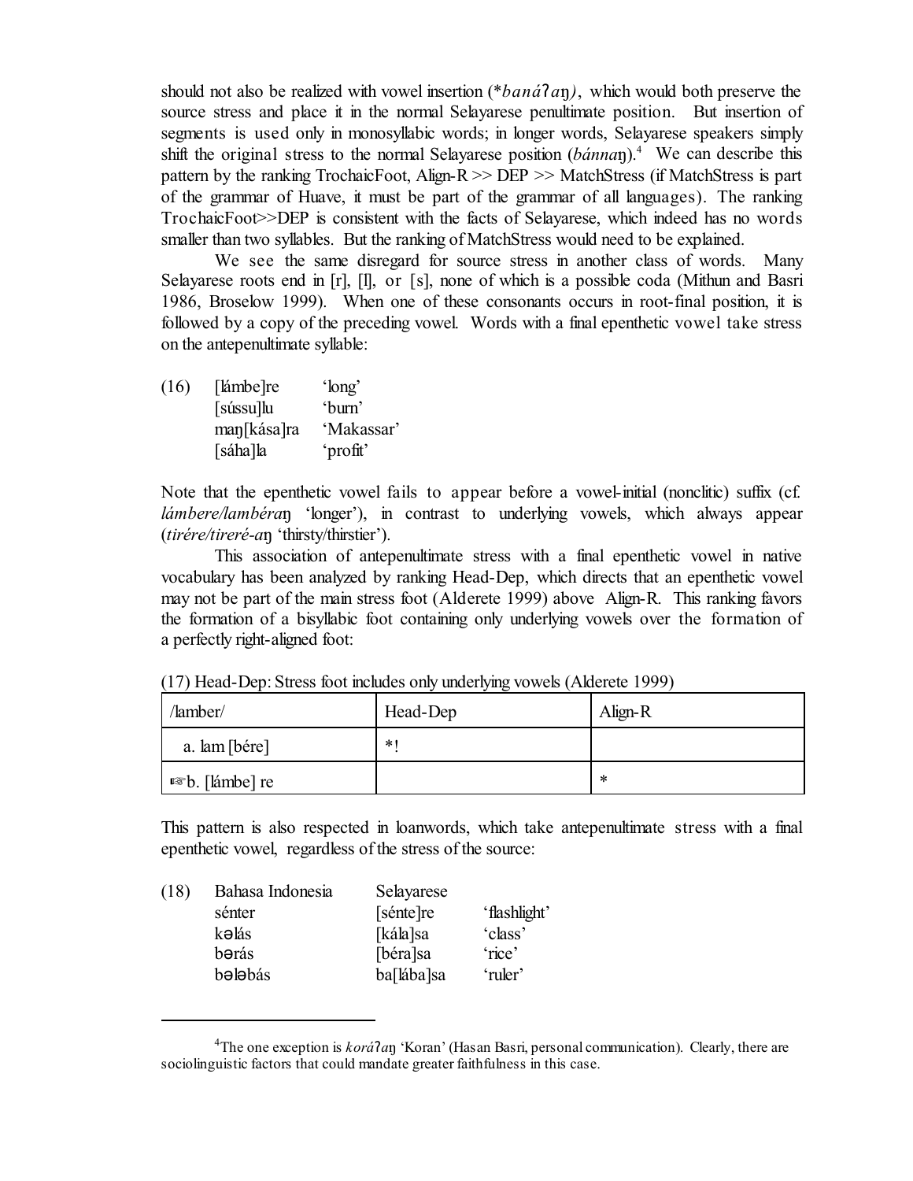should not also be realized with vowel insertion (**banáʔaŋ)*, which would both preserve the source stress and place it in the normal Selayarese penultimate position. But insertion of segments is used only in monosyllabic words; in longer words, Selayarese speakers simply shift the original stress to the normal Selayarese position (*bánnaŋ*).[4] We can describe this pattern by the ranking TrochaicFoot, Align-R >> DEP >> MatchStress (if MatchStress is part of the grammar of Huave, it must be part of the grammar of all languages). The ranking TrochaicFoot>>DEP is consistent with the facts of Selayarese, which indeed has no words smaller than two syllables. But the ranking of MatchStress would need to be explained.

We see the same disregard for source stress in another class of words. Many Selayarese roots end in [r], [l], or [s], none of which is a possible coda (Mithun and Basri 1986, Broselow 1999). When one of these consonants occurs in root-final position, it is followed by a copy of the preceding vowel. Words with a final epenthetic vowel take stress on the antepenultimate syllable:

(16)
[lámbe]re 'long'
[sússu]lu 'burn'
maŋ[kása]ra 'Makassar'
[sáha]la 'profit'

Note that the epenthetic vowel fails to appear before a vowel-initial (nonclitic) suffix (cf. *lámbere/lambéraŋ* 'longer'), in contrast to underlying vowels, which always appear (*tirére/tireré-aŋ* 'thirsty/thirstier').

This association of antepenultimate stress with a final epenthetic vowel in native vocabulary has been analyzed by ranking Head-Dep, which directs that an epenthetic vowel may not be part of the main stress foot (Alderete 1999) above Align-R. This ranking favors the formation of a bisyllabic foot containing only underlying vowels over the formation of a perfectly right-aligned foot:

(17) Head-Dep: Stress foot includes only underlying vowels (Alderete 1999)

| /lamber/ | Head-Dep | Align-R |
|---|---|---|
| a. lam [bére] | *! | |
| ☞b. [lámbe] re | | * |

This pattern is also respected in loanwords, which take antepenultimate stress with a final epenthetic vowel, regardless of the stress of the source:

(18)

| Bahasa Indonesia | Selayarese | |
|---|---|---|
| sénter | [sénte]re | 'flashlight' |
| kəlás | [kála]sa | 'class' |
| bərás | [béra]sa | 'rice' |
| bələbás | ba[lába]sa | 'ruler' |

[4] The one exception is *koráʔaŋ* 'Koran' (Hasan Basri, personal communication). Clearly, there are sociolinguistic factors that could mandate greater faithfulness in this case.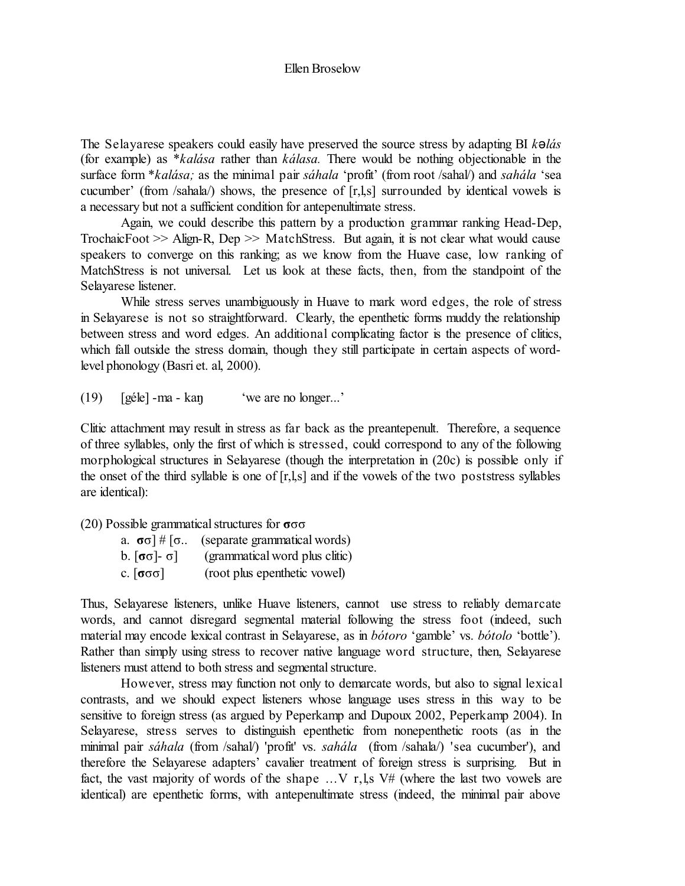The Selayarese speakers could easily have preserved the source stress by adapting BI *kəlás* (for example) as \**kalása* rather than *kálasa.* There would be nothing objectionable in the surface form \**kalása;* as the minimal pair *sáhala* 'profit' (from root /sahal/) and *sahála* 'sea cucumber' (from /sahala/) shows, the presence of [r,l,s] surrounded by identical vowels is a necessary but not a sufficient condition for antepenultimate stress.

Again, we could describe this pattern by a production grammar ranking Head-Dep, TrochaicFoot >> Align-R, Dep >> MatchStress. But again, it is not clear what would cause speakers to converge on this ranking; as we know from the Huave case, low ranking of MatchStress is not universal. Let us look at these facts, then, from the standpoint of the Selayarese listener.

While stress serves unambiguously in Huave to mark word edges, the role of stress in Selayarese is not so straightforward. Clearly, the epenthetic forms muddy the relationship between stress and word edges. An additional complicating factor is the presence of clitics, which fall outside the stress domain, though they still participate in certain aspects of word-level phonology (Basri et. al, 2000).

(19) [géle] -ma - kaŋ 'we are no longer...'

Clitic attachment may result in stress as far back as the preantepenult. Therefore, a sequence of three syllables, only the first of which is stressed, could correspond to any of the following morphological structures in Selayarese (though the interpretation in (20c) is possible only if the onset of the third syllable is one of [r,l,s] and if the vowels of the two poststress syllables are identical):

(20) Possible grammatical structures for **σ**σσ

a. **σ**σ] # [σ.. (separate grammatical words)
b. [**σ**σ]- σ] (grammatical word plus clitic)
c. [**σ**σσ] (root plus epenthetic vowel)

Thus, Selayarese listeners, unlike Huave listeners, cannot use stress to reliably demarcate words, and cannot disregard segmental material following the stress foot (indeed, such material may encode lexical contrast in Selayarese, as in *bótoro* 'gamble' vs. *bótolo* 'bottle'). Rather than simply using stress to recover native language word structure, then, Selayarese listeners must attend to both stress and segmental structure.

However, stress may function not only to demarcate words, but also to signal lexical contrasts, and we should expect listeners whose language uses stress in this way to be sensitive to foreign stress (as argued by Peperkamp and Dupoux 2002, Peperkamp 2004). In Selayarese, stress serves to distinguish epenthetic from nonepenthetic roots (as in the minimal pair *sáhala* (from /sahal/) 'profit' vs. *sahála* (from /sahala/) 'sea cucumber'), and therefore the Selayarese adapters' cavalier treatment of foreign stress is surprising. But in fact, the vast majority of words of the shape …V r,l,s V# (where the last two vowels are identical) are epenthetic forms, with antepenultimate stress (indeed, the minimal pair above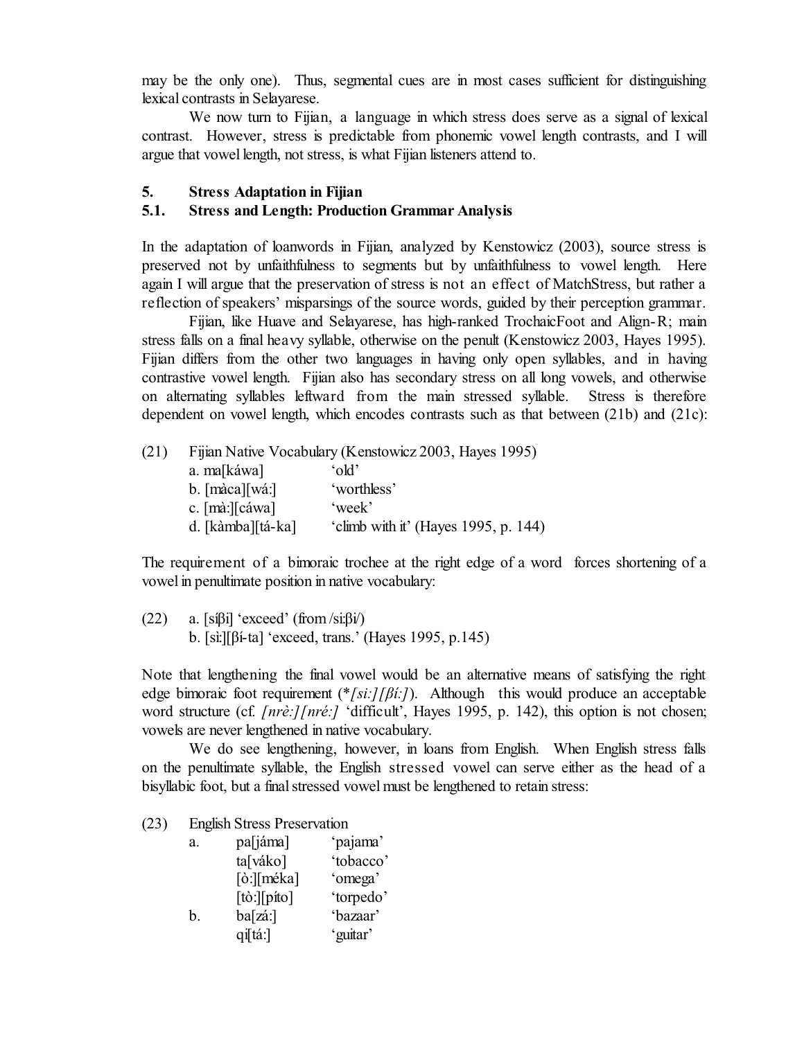may be the only one). Thus, segmental cues are in most cases sufficient for distinguishing lexical contrasts in Selayarese.

We now turn to Fijian, a language in which stress does serve as a signal of lexical contrast. However, stress is predictable from phonemic vowel length contrasts, and I will argue that vowel length, not stress, is what Fijian listeners attend to.

## 5. Stress Adaptation in Fijian

### 5.1. Stress and Length: Production Grammar Analysis

In the adaptation of loanwords in Fijian, analyzed by Kenstowicz (2003), source stress is preserved not by unfaithfulness to segments but by unfaithfulness to vowel length. Here again I will argue that the preservation of stress is not an effect of MatchStress, but rather a reflection of speakers' misparsings of the source words, guided by their perception grammar.

Fijian, like Huave and Selayarese, has high-ranked TrochaicFoot and Align-R; main stress falls on a final heavy syllable, otherwise on the penult (Kenstowicz 2003, Hayes 1995). Fijian differs from the other two languages in having only open syllables, and in having contrastive vowel length. Fijian also has secondary stress on all long vowels, and otherwise on alternating syllables leftward from the main stressed syllable. Stress is therefore dependent on vowel length, which encodes contrasts such as that between (21b) and (21c):

(21) Fijian Native Vocabulary (Kenstowicz 2003, Hayes 1995)

a. ma[káwa] 'old'
b. [màca][wá:] 'worthless'
c. [mà:][cáwa] 'week'
d. [kàmba][tá-ka] 'climb with it' (Hayes 1995, p. 144)

The requirement of a bimoraic trochee at the right edge of a word forces shortening of a vowel in penultimate position in native vocabulary:

(22) a. [síβi] 'exceed' (from /si:βi/)
b. [sì:][βí-ta] 'exceed, trans.' (Hayes 1995, p.145)

Note that lengthening the final vowel would be an alternative means of satisfying the right edge bimoraic foot requirement (*[si:][βí:]). Although this would produce an acceptable word structure (cf. *[nrè:][nré:]* 'difficult', Hayes 1995, p. 142), this option is not chosen; vowels are never lengthened in native vocabulary.

We do see lengthening, however, in loans from English. When English stress falls on the penultimate syllable, the English stressed vowel can serve either as the head of a bisyllabic foot, but a final stressed vowel must be lengthened to retain stress:

(23) English Stress Preservation

a. pa[jáma] 'pajama'
ta[váko] 'tobacco'
[ò:][méka] 'omega'
[tò:][píto] 'torpedo'

b. ba[zá:] 'bazaar'
qi[tá:] 'guitar'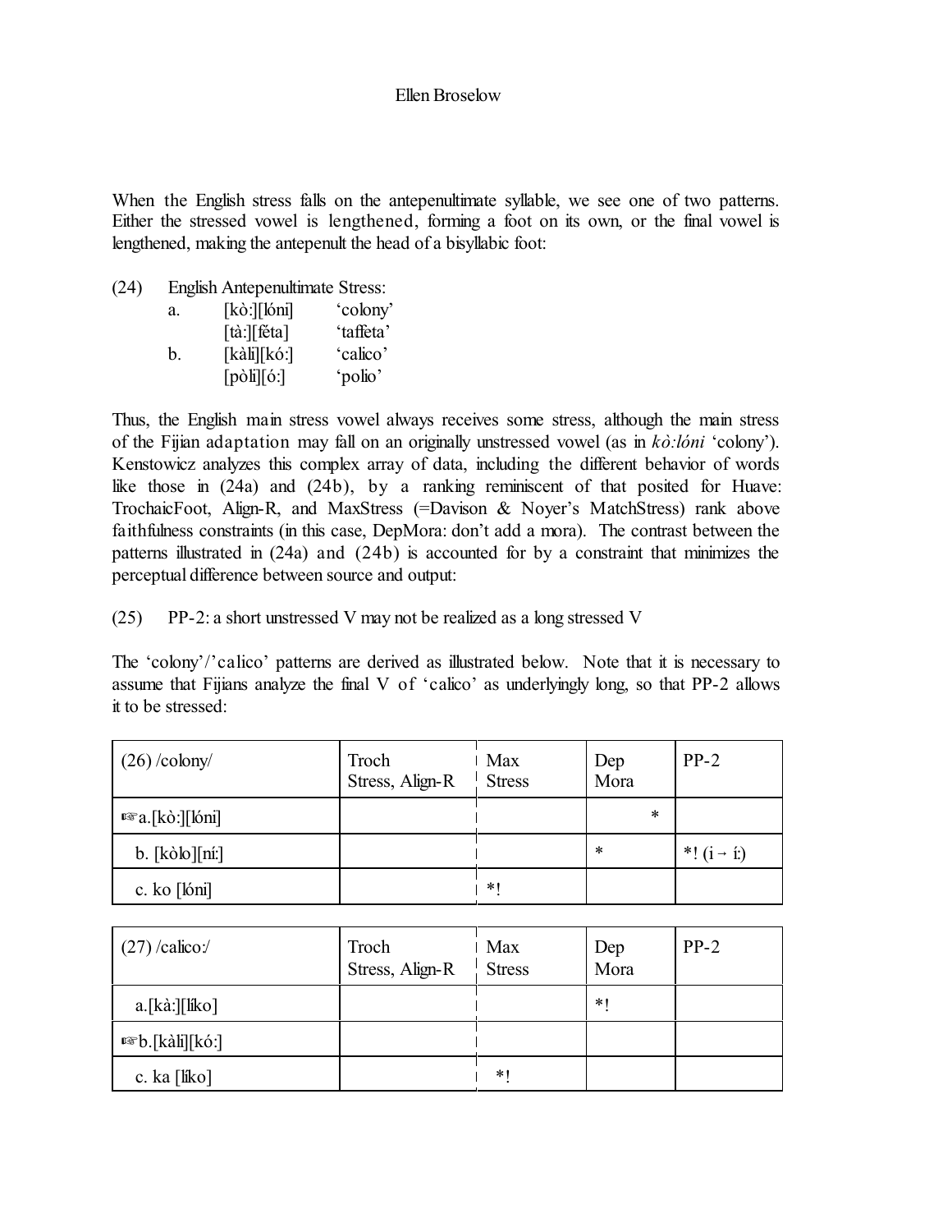When the English stress falls on the antepenultimate syllable, we see one of two patterns. Either the stressed vowel is lengthened, forming a foot on its own, or the final vowel is lengthened, making the antepenult the head of a bisyllabic foot:

(24) English Antepenultimate Stress:

| | | |
|---|---|---|
| a. | [kò:][lóni] | 'colony' |
| | [tà:][féta] | 'taffeta' |
| b. | [kàli][kó:] | 'calico' |
| | [pòli][ó:] | 'polio' |

Thus, the English main stress vowel always receives some stress, although the main stress of the Fijian adaptation may fall on an originally unstressed vowel (as in *kò:lóni* 'colony'). Kenstowicz analyzes this complex array of data, including the different behavior of words like those in (24a) and (24b), by a ranking reminiscent of that posited for Huave: TrochaicFoot, Align-R, and MaxStress (=Davison & Noyer's MatchStress) rank above faithfulness constraints (in this case, DepMora: don't add a mora). The contrast between the patterns illustrated in (24a) and (24b) is accounted for by a constraint that minimizes the perceptual difference between source and output:

(25) PP-2: a short unstressed V may not be realized as a long stressed V

The 'colony'/'calico' patterns are derived as illustrated below. Note that it is necessary to assume that Fijians analyze the final V of 'calico' as underlyingly long, so that PP-2 allows it to be stressed:

| (26) /colony/ | Troch Stress, Align-R | Max Stress | Dep Mora | PP-2 |
|---|---|---|---|---|
| ☞a.[kò:][lóni] | | | * | |
| b. [kòlo][ní:] | | | * | *! (i → í:) |
| c. ko [lóni] | | *! | | |

| (27) /calico:/ | Troch Stress, Align-R | Max Stress | Dep Mora | PP-2 |
|---|---|---|---|---|
| a.[kà:][líko] | | | *! | |
| ☞b.[kàli][kó:] | | | | |
| c. ka [líko] | | *! | | |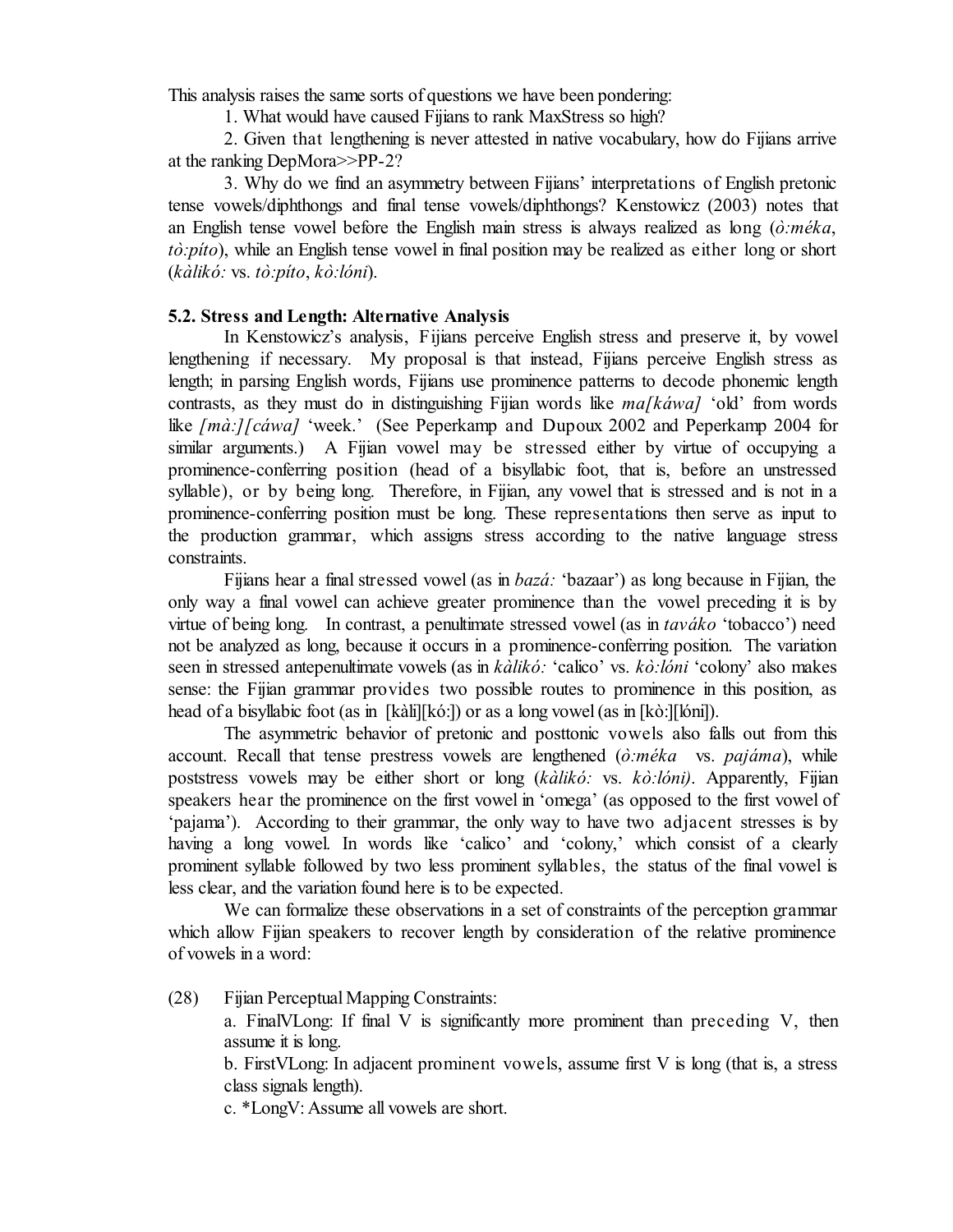This analysis raises the same sorts of questions we have been pondering:

1. What would have caused Fijians to rank MaxStress so high?

2. Given that lengthening is never attested in native vocabulary, how do Fijians arrive at the ranking DepMora>>PP-2?

3. Why do we find an asymmetry between Fijians' interpretations of English pretonic tense vowels/diphthongs and final tense vowels/diphthongs? Kenstowicz (2003) notes that an English tense vowel before the English main stress is always realized as long (*ò:méka*, *tò:píto*), while an English tense vowel in final position may be realized as either long or short (*kàlikó:* vs. *tò:píto*, *kò:lóni*).

### 5.2. Stress and Length: Alternative Analysis

In Kenstowicz's analysis, Fijians perceive English stress and preserve it, by vowel lengthening if necessary. My proposal is that instead, Fijians perceive English stress as length; in parsing English words, Fijians use prominence patterns to decode phonemic length contrasts, as they must do in distinguishing Fijian words like *ma[káwa]* 'old' from words like *[mà:][cáwa]* 'week.' (See Peperkamp and Dupoux 2002 and Peperkamp 2004 for similar arguments.) A Fijian vowel may be stressed either by virtue of occupying a prominence-conferring position (head of a bisyllabic foot, that is, before an unstressed syllable), or by being long. Therefore, in Fijian, any vowel that is stressed and is not in a prominence-conferring position must be long. These representations then serve as input to the production grammar, which assigns stress according to the native language stress constraints.

Fijians hear a final stressed vowel (as in *bazá:* 'bazaar') as long because in Fijian, the only way a final vowel can achieve greater prominence than the vowel preceding it is by virtue of being long. In contrast, a penultimate stressed vowel (as in *taváko* 'tobacco') need not be analyzed as long, because it occurs in a prominence-conferring position. The variation seen in stressed antepenultimate vowels (as in *kàlikó:* 'calico' vs. *kò:lóni* 'colony' also makes sense: the Fijian grammar provides two possible routes to prominence in this position, as head of a bisyllabic foot (as in [kàli][kó:]) or as a long vowel (as in [kò:][lóni]).

The asymmetric behavior of pretonic and posttonic vowels also falls out from this account. Recall that tense prestress vowels are lengthened (*ò:méka* vs. *pajáma*), while poststress vowels may be either short or long (*kàlikó:* vs. *kò:lóni)*. Apparently, Fijian speakers hear the prominence on the first vowel in 'omega' (as opposed to the first vowel of 'pajama'). According to their grammar, the only way to have two adjacent stresses is by having a long vowel. In words like 'calico' and 'colony,' which consist of a clearly prominent syllable followed by two less prominent syllables, the status of the final vowel is less clear, and the variation found here is to be expected.

We can formalize these observations in a set of constraints of the perception grammar which allow Fijian speakers to recover length by consideration of the relative prominence of vowels in a word:

(28) Fijian Perceptual Mapping Constraints:

a. FinalVLong: If final V is significantly more prominent than preceding V, then assume it is long.

b. FirstVLong: In adjacent prominent vowels, assume first V is long (that is, a stress class signals length).

c. *LongV: Assume all vowels are short.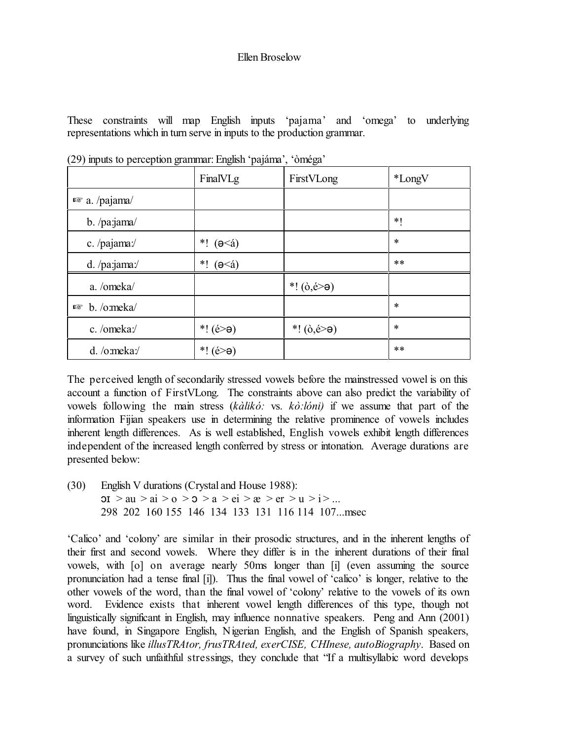These constraints will map English inputs 'pajama' and 'omega' to underlying representations which in turn serve in inputs to the production grammar.

(29) inputs to perception grammar: English 'pajáma', 'òméga'

| | FinalVLg | FirstVLong | *LongV |
|---|---|---|---|
| ☞ a. /pajama/ | | | |
| b. /pa:jama/ | | | *! |
| c. /pajama:/ | *! (ə<á) | | * |
| d. /pa:jama:/ | *! (ə<á) | | ** |
| a. /omeka/ | | *! (ò,é>ə) | |
| ☞ b. /o:meka/ | | | * |
| c. /omeka:/ | *! (é>ə) | *! (ò,é>ə) | * |
| d. /o:meka:/ | *! (é>ə) | | ** |

The perceived length of secondarily stressed vowels before the mainstressed vowel is on this account a function of FirstVLong. The constraints above can also predict the variability of vowels following the main stress (*kàlikó:* vs. *kò:lóni)* if we assume that part of the information Fijian speakers use in determining the relative prominence of vowels includes inherent length differences. As is well established, English vowels exhibit length differences independent of the increased length conferred by stress or intonation. Average durations are presented below:

(30) English V durations (Crystal and House 1988):
ɔɪ > au > ai > o > ɔ > a > ei > æ > er > u > i > ...
298 202 160 155 146 134 133 131 116 114 107...msec

'Calico' and 'colony' are similar in their prosodic structures, and in the inherent lengths of their first and second vowels. Where they differ is in the inherent durations of their final vowels, with [o] on average nearly 50ms longer than [i] (even assuming the source pronunciation had a tense final [i]). Thus the final vowel of 'calico' is longer, relative to the other vowels of the word, than the final vowel of 'colony' relative to the vowels of its own word. Evidence exists that inherent vowel length differences of this type, though not linguistically significant in English, may influence nonnative speakers. Peng and Ann (2001) have found, in Singapore English, Nigerian English, and the English of Spanish speakers, pronunciations like *illusTRAtor, frusTRAted, exerCISE, CHInese, autoBiography*. Based on a survey of such unfaithful stressings, they conclude that "If a multisyllabic word develops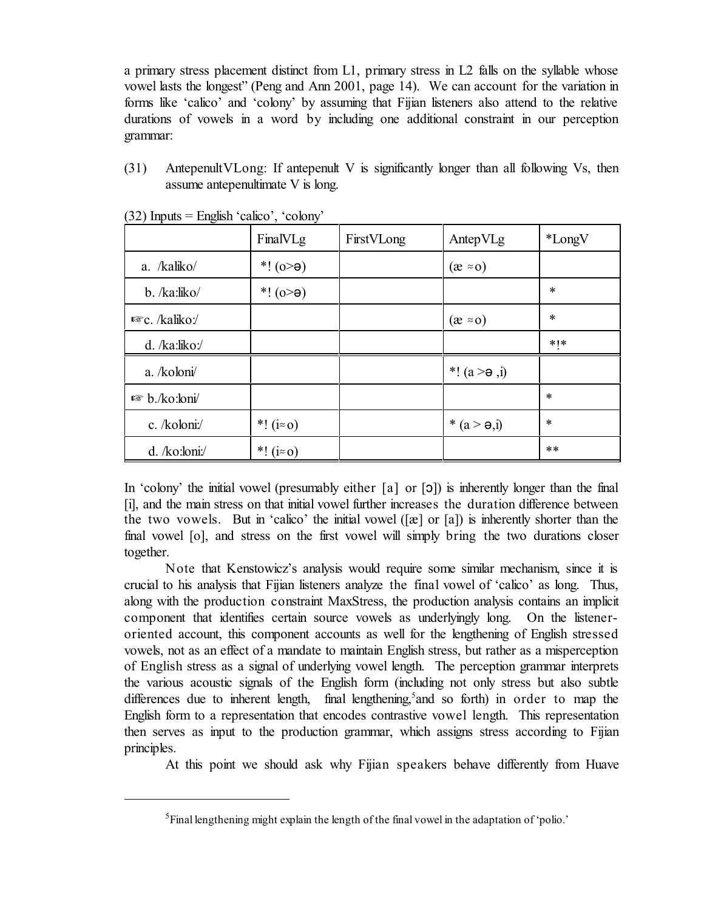a primary stress placement distinct from L1, primary stress in L2 falls on the syllable whose vowel lasts the longest" (Peng and Ann 2001, page 14). We can account for the variation in forms like 'calico' and 'colony' by assuming that Fijian listeners also attend to the relative durations of vowels in a word by including one additional constraint in our perception grammar:

(31) AntepenultVLong: If antepenult V is significantly longer than all following Vs, then assume antepenultimate V is long.

(32) Inputs = English 'calico', 'colony'

| | FinalVLg | FirstVLong | AntepVLg | *LongV |
|---|---|---|---|---|
| a. /kaliko/ | *! (o>ə) | | (æ ≈o) | |
| b. /ka:liko/ | *! (o>ə) | | | * |
| ☞c. /kaliko:/ | | | (æ ≈o) | * |
| d. /ka:liko:/ | | | | *!* |
| a. /koloni/ | | | *! (a >ə ,i) | |
| ☞ b./ko:loni/ | | | | * |
| c. /koloni:/ | *! (i≈o) | | * (a > ə,i) | * |
| d. /ko:loni:/ | *! (i≈o) | | | ** |

In 'colony' the initial vowel (presumably either [a] or [ɔ]) is inherently longer than the final [i], and the main stress on that initial vowel further increases the duration difference between the two vowels. But in 'calico' the initial vowel ([æ] or [a]) is inherently shorter than the final vowel [o], and stress on the first vowel will simply bring the two durations closer together.

Note that Kenstowicz's analysis would require some similar mechanism, since it is crucial to his analysis that Fijian listeners analyze the final vowel of 'calico' as long. Thus, along with the production constraint MaxStress, the production analysis contains an implicit component that identifies certain source vowels as underlyingly long. On the listener-oriented account, this component accounts as well for the lengthening of English stressed vowels, not as an effect of a mandate to maintain English stress, but rather as a misperception of English stress as a signal of underlying vowel length. The perception grammar interprets the various acoustic signals of the English form (including not only stress but also subtle differences due to inherent length, final lengthening,[5] and so forth) in order to map the English form to a representation that encodes contrastive vowel length. This representation then serves as input to the production grammar, which assigns stress according to Fijian principles.

At this point we should ask why Fijian speakers behave differently from Huave

[5] Final lengthening might explain the length of the final vowel in the adaptation of 'polio.'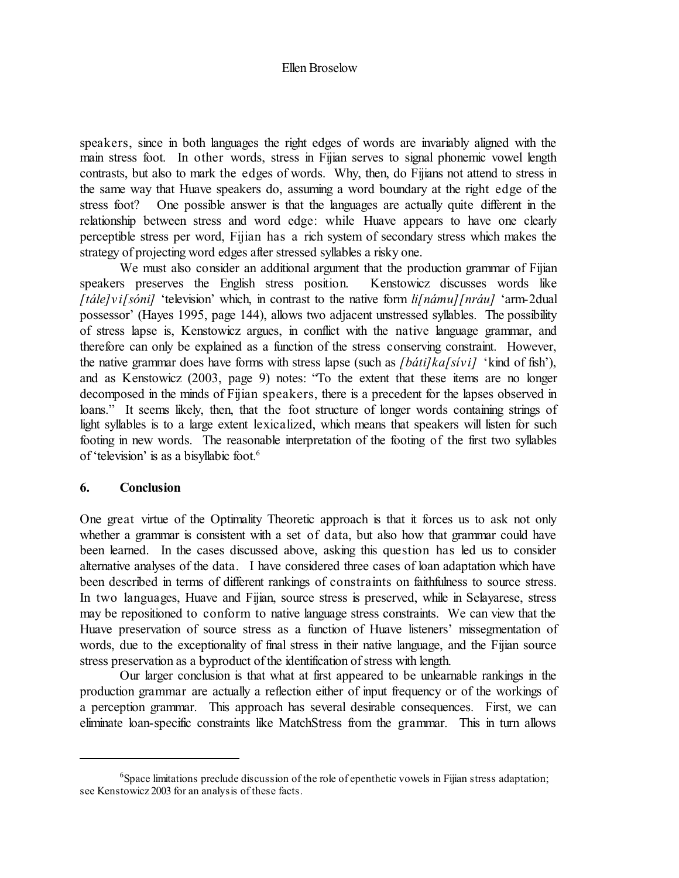speakers, since in both languages the right edges of words are invariably aligned with the main stress foot. In other words, stress in Fijian serves to signal phonemic vowel length contrasts, but also to mark the edges of words. Why, then, do Fijians not attend to stress in the same way that Huave speakers do, assuming a word boundary at the right edge of the stress foot? One possible answer is that the languages are actually quite different in the relationship between stress and word edge: while Huave appears to have one clearly perceptible stress per word, Fijian has a rich system of secondary stress which makes the strategy of projecting word edges after stressed syllables a risky one.

We must also consider an additional argument that the production grammar of Fijian speakers preserves the English stress position. Kenstowicz discusses words like *[tále]vi[sóni]* 'television' which, in contrast to the native form *li[námu][nráu]* 'arm-2dual possessor' (Hayes 1995, page 144), allows two adjacent unstressed syllables. The possibility of stress lapse is, Kenstowicz argues, in conflict with the native language grammar, and therefore can only be explained as a function of the stress conserving constraint. However, the native grammar does have forms with stress lapse (such as *[báti]ka[sívi]* 'kind of fish'), and as Kenstowicz (2003, page 9) notes: "To the extent that these items are no longer decomposed in the minds of Fijian speakers, there is a precedent for the lapses observed in loans." It seems likely, then, that the foot structure of longer words containing strings of light syllables is to a large extent lexicalized, which means that speakers will listen for such footing in new words. The reasonable interpretation of the footing of the first two syllables of 'television' is as a bisyllabic foot.[6]

## 6. Conclusion

One great virtue of the Optimality Theoretic approach is that it forces us to ask not only whether a grammar is consistent with a set of data, but also how that grammar could have been learned. In the cases discussed above, asking this question has led us to consider alternative analyses of the data. I have considered three cases of loan adaptation which have been described in terms of different rankings of constraints on faithfulness to source stress. In two languages, Huave and Fijian, source stress is preserved, while in Selayarese, stress may be repositioned to conform to native language stress constraints. We can view that the Huave preservation of source stress as a function of Huave listeners' missegmentation of words, due to the exceptionality of final stress in their native language, and the Fijian source stress preservation as a byproduct of the identification of stress with length.

Our larger conclusion is that what at first appeared to be unlearnable rankings in the production grammar are actually a reflection either of input frequency or of the workings of a perception grammar. This approach has several desirable consequences. First, we can eliminate loan-specific constraints like MatchStress from the grammar. This in turn allows

[6] Space limitations preclude discussion of the role of epenthetic vowels in Fijian stress adaptation; see Kenstowicz 2003 for an analysis of these facts.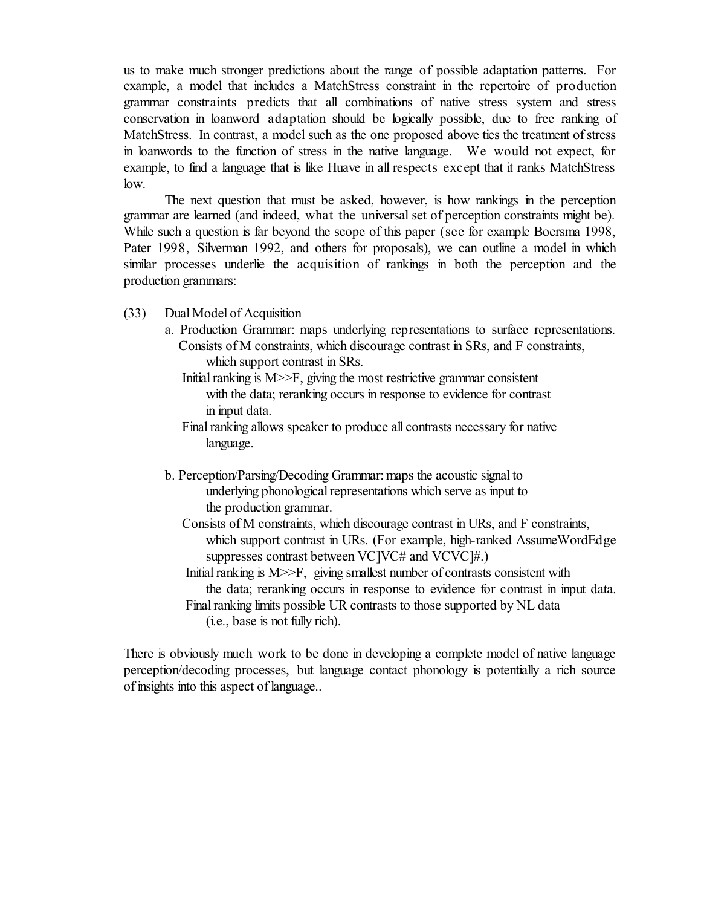us to make much stronger predictions about the range of possible adaptation patterns. For example, a model that includes a MatchStress constraint in the repertoire of production grammar constraints predicts that all combinations of native stress system and stress conservation in loanword adaptation should be logically possible, due to free ranking of MatchStress. In contrast, a model such as the one proposed above ties the treatment of stress in loanwords to the function of stress in the native language. We would not expect, for example, to find a language that is like Huave in all respects except that it ranks MatchStress low.

The next question that must be asked, however, is how rankings in the perception grammar are learned (and indeed, what the universal set of perception constraints might be). While such a question is far beyond the scope of this paper (see for example Boersma 1998, Pater 1998, Silverman 1992, and others for proposals), we can outline a model in which similar processes underlie the acquisition of rankings in both the perception and the production grammars:

(33) Dual Model of Acquisition

a. Production Grammar: maps underlying representations to surface representations. Consists of M constraints, which discourage contrast in SRs, and F constraints, which support contrast in SRs.
   Initial ranking is M>>F, giving the most restrictive grammar consistent with the data; reranking occurs in response to evidence for contrast in input data.
   Final ranking allows speaker to produce all contrasts necessary for native language.

b. Perception/Parsing/Decoding Grammar: maps the acoustic signal to underlying phonological representations which serve as input to the production grammar.
   Consists of M constraints, which discourage contrast in URs, and F constraints, which support contrast in URs. (For example, high-ranked AssumeWordEdge suppresses contrast between VC]VC# and VCVC]#.)
   Initial ranking is M>>F, giving smallest number of contrasts consistent with the data; reranking occurs in response to evidence for contrast in input data.
   Final ranking limits possible UR contrasts to those supported by NL data (i.e., base is not fully rich).

There is obviously much work to be done in developing a complete model of native language perception/decoding processes, but language contact phonology is potentially a rich source of insights into this aspect of language..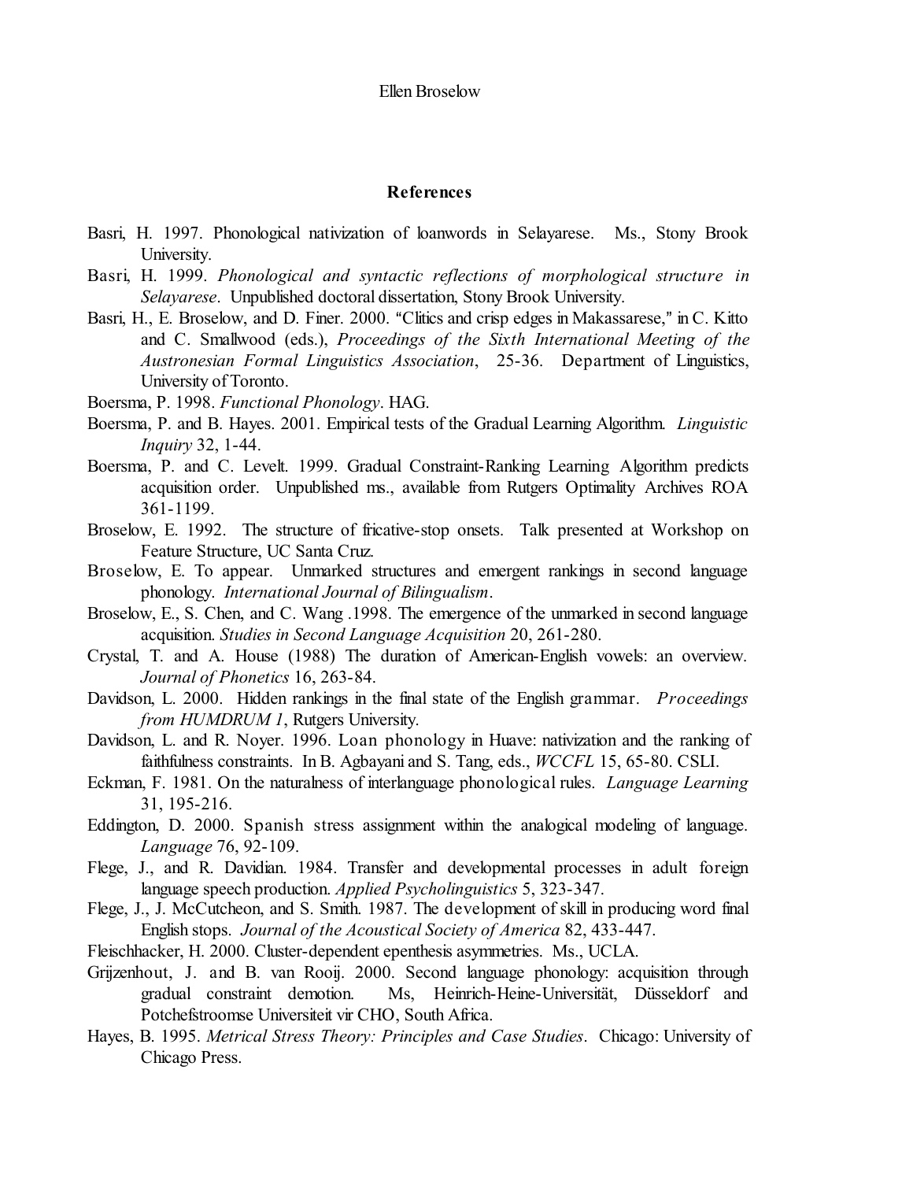## References

Basri, H. 1997. Phonological nativization of loanwords in Selayarese. Ms., Stony Brook University.

Basri, H. 1999. *Phonological and syntactic reflections of morphological structure in Selayarese*. Unpublished doctoral dissertation, Stony Brook University.

Basri, H., E. Broselow, and D. Finer. 2000. "Clitics and crisp edges in Makassarese," in C. Kitto and C. Smallwood (eds.), *Proceedings of the Sixth International Meeting of the Austronesian Formal Linguistics Association*, 25-36. Department of Linguistics, University of Toronto.

Boersma, P. 1998. *Functional Phonology*. HAG.

Boersma, P. and B. Hayes. 2001. Empirical tests of the Gradual Learning Algorithm. *Linguistic Inquiry* 32, 1-44.

Boersma, P. and C. Levelt. 1999. Gradual Constraint-Ranking Learning Algorithm predicts acquisition order. Unpublished ms., available from Rutgers Optimality Archives ROA 361-1199.

Broselow, E. 1992. The structure of fricative-stop onsets. Talk presented at Workshop on Feature Structure, UC Santa Cruz.

Broselow, E. To appear. Unmarked structures and emergent rankings in second language phonology. *International Journal of Bilingualism*.

Broselow, E., S. Chen, and C. Wang .1998. The emergence of the unmarked in second language acquisition. *Studies in Second Language Acquisition* 20, 261-280.

Crystal, T. and A. House (1988) The duration of American-English vowels: an overview. *Journal of Phonetics* 16, 263-84.

Davidson, L. 2000. Hidden rankings in the final state of the English grammar. *Proceedings from HUMDRUM 1*, Rutgers University.

Davidson, L. and R. Noyer. 1996. Loan phonology in Huave: nativization and the ranking of faithfulness constraints. In B. Agbayani and S. Tang, eds., *WCCFL* 15, 65-80. CSLI.

Eckman, F. 1981. On the naturalness of interlanguage phonological rules. *Language Learning* 31, 195-216.

Eddington, D. 2000. Spanish stress assignment within the analogical modeling of language. *Language* 76, 92-109.

Flege, J., and R. Davidian. 1984. Transfer and developmental processes in adult foreign language speech production. *Applied Psycholinguistics* 5, 323-347.

Flege, J., J. McCutcheon, and S. Smith. 1987. The development of skill in producing word final English stops. *Journal of the Acoustical Society of America* 82, 433-447.

Fleischhacker, H. 2000. Cluster-dependent epenthesis asymmetries. Ms., UCLA.

Grijzenhout, J. and B. van Rooij. 2000. Second language phonology: acquisition through gradual constraint demotion. Ms, Heinrich-Heine-Universität, Düsseldorf and Potchefstroomse Universiteit vir CHO, South Africa.

Hayes, B. 1995. *Metrical Stress Theory: Principles and Case Studies*. Chicago: University of Chicago Press.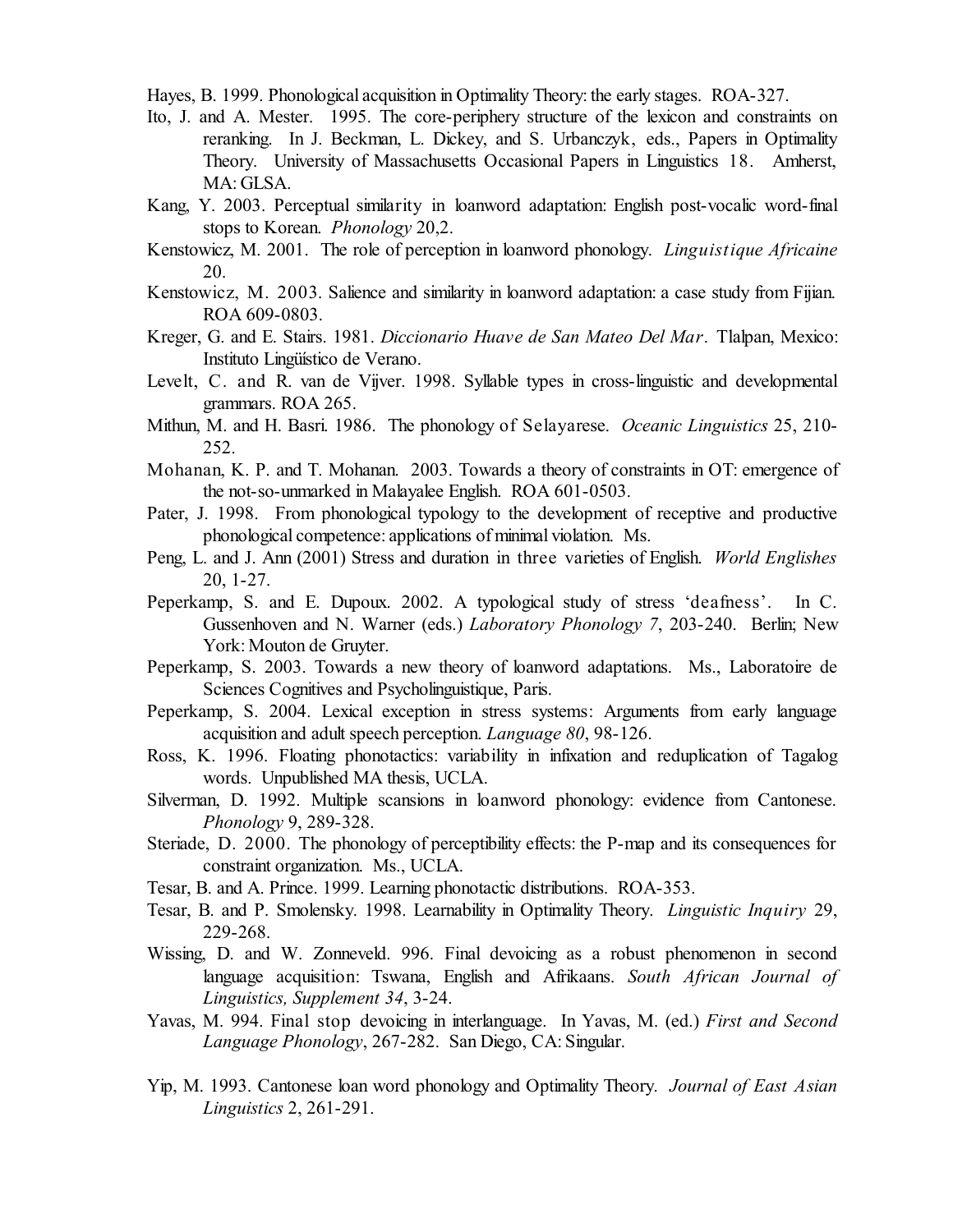Hayes, B. 1999. Phonological acquisition in Optimality Theory: the early stages. ROA-327.

Ito, J. and A. Mester. 1995. The core-periphery structure of the lexicon and constraints on reranking. In J. Beckman, L. Dickey, and S. Urbanczyk, eds., Papers in Optimality Theory. University of Massachusetts Occasional Papers in Linguistics 18. Amherst, MA: GLSA.

Kang, Y. 2003. Perceptual similarity in loanword adaptation: English post-vocalic word-final stops to Korean. *Phonology* 20,2.

Kenstowicz, M. 2001. The role of perception in loanword phonology. *Linguistique Africaine* 20.

Kenstowicz, M. 2003. Salience and similarity in loanword adaptation: a case study from Fijian. ROA 609-0803.

Kreger, G. and E. Stairs. 1981. *Diccionario Huave de San Mateo Del Mar*. Tlalpan, Mexico: Instituto Lingüístico de Verano.

Levelt, C. and R. van de Vijver. 1998. Syllable types in cross-linguistic and developmental grammars. ROA 265.

Mithun, M. and H. Basri. 1986. The phonology of Selayarese. *Oceanic Linguistics* 25, 210-252.

Mohanan, K. P. and T. Mohanan. 2003. Towards a theory of constraints in OT: emergence of the not-so-unmarked in Malayalee English. ROA 601-0503.

Pater, J. 1998. From phonological typology to the development of receptive and productive phonological competence: applications of minimal violation. Ms.

Peng, L. and J. Ann (2001) Stress and duration in three varieties of English. *World Englishes* 20, 1-27.

Peperkamp, S. and E. Dupoux. 2002. A typological study of stress 'deafness'. In C. Gussenhoven and N. Warner (eds.) *Laboratory Phonology 7*, 203-240. Berlin; New York: Mouton de Gruyter.

Peperkamp, S. 2003. Towards a new theory of loanword adaptations. Ms., Laboratoire de Sciences Cognitives and Psycholinguistique, Paris.

Peperkamp, S. 2004. Lexical exception in stress systems: Arguments from early language acquisition and adult speech perception. *Language 80*, 98-126.

Ross, K. 1996. Floating phonotactics: variability in infixation and reduplication of Tagalog words. Unpublished MA thesis, UCLA.

Silverman, D. 1992. Multiple scansions in loanword phonology: evidence from Cantonese. *Phonology* 9, 289-328.

Steriade, D. 2000. The phonology of perceptibility effects: the P-map and its consequences for constraint organization. Ms., UCLA.

Tesar, B. and A. Prince. 1999. Learning phonotactic distributions. ROA-353.

Tesar, B. and P. Smolensky. 1998. Learnability in Optimality Theory. *Linguistic Inquiry* 29, 229-268.

Wissing, D. and W. Zonneveld. 996. Final devoicing as a robust phenomenon in second language acquisition: Tswana, English and Afrikaans. *South African Journal of Linguistics, Supplement 34*, 3-24.

Yavas, M. 994. Final stop devoicing in interlanguage. In Yavas, M. (ed.) *First and Second Language Phonology*, 267-282. San Diego, CA: Singular.

Yip, M. 1993. Cantonese loan word phonology and Optimality Theory. *Journal of East Asian Linguistics* 2, 261-291.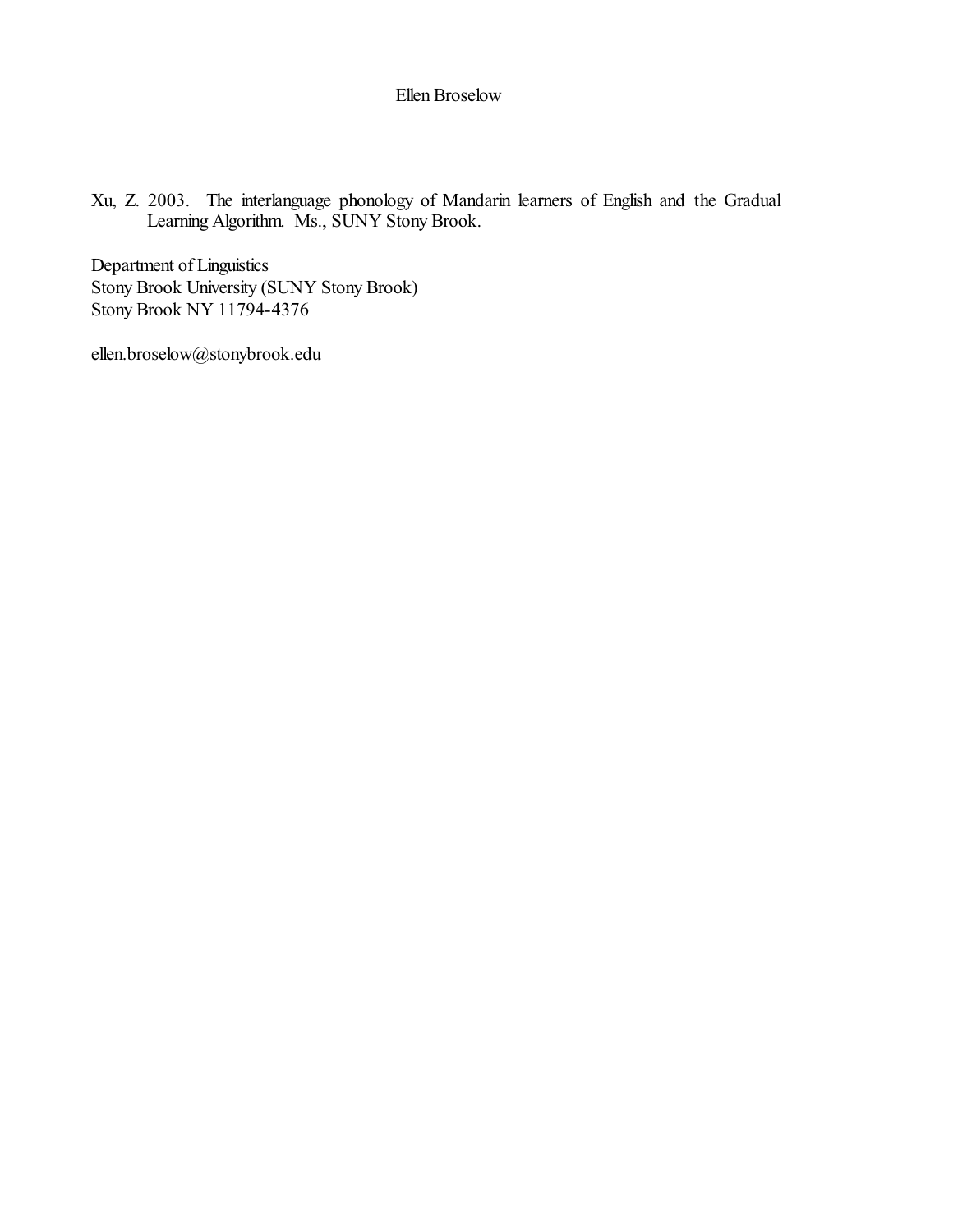Xu, Z. 2003. The interlanguage phonology of Mandarin learners of English and the Gradual Learning Algorithm. Ms., SUNY Stony Brook.

Department of Linguistics
Stony Brook University (SUNY Stony Brook)
Stony Brook NY 11794-4376

ellen.broselow@stonybrook.edu